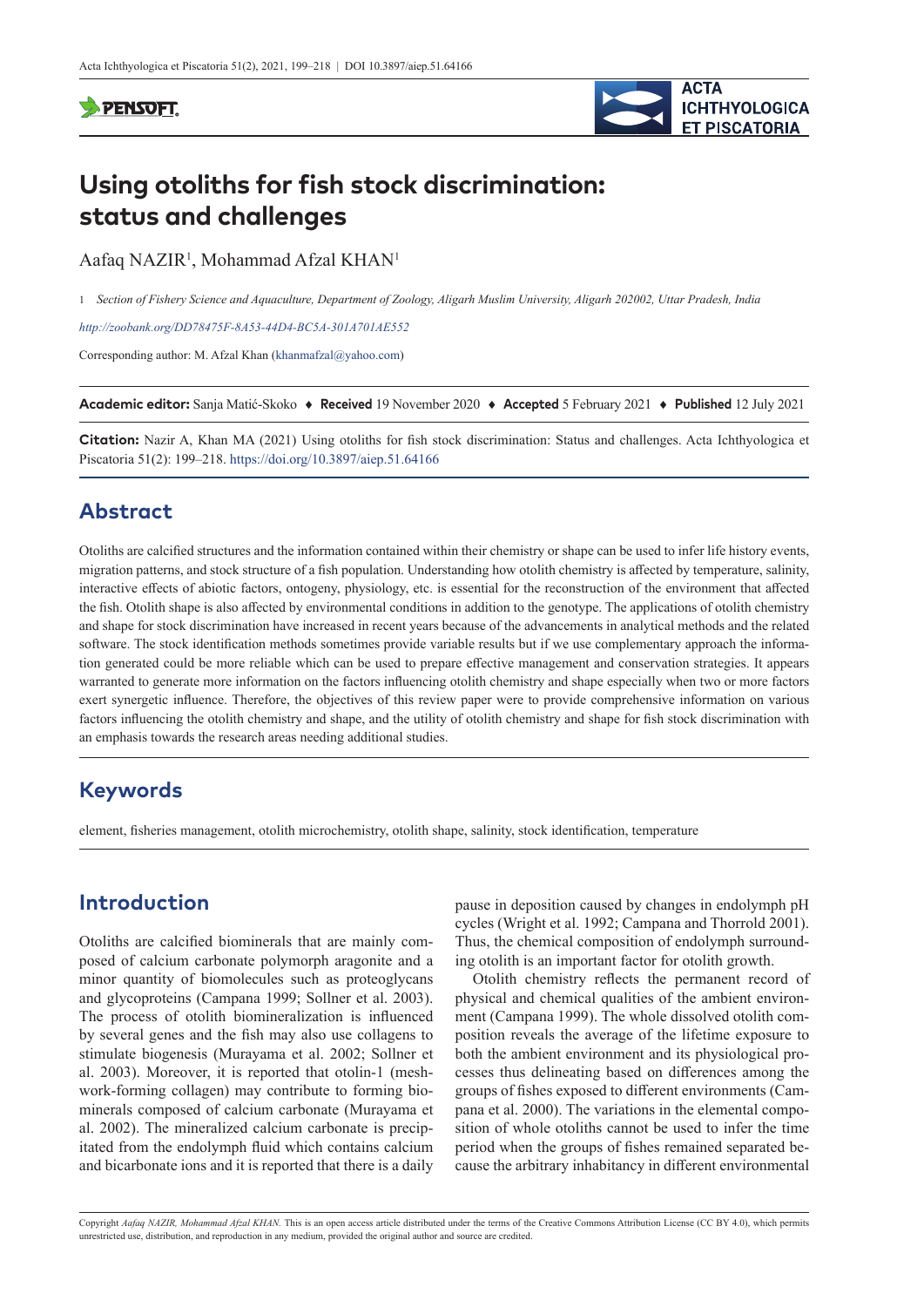# Using otoliths for fish stock discrimination: status and challenges

Aafaq NAZIR[1], Mohammad Afzal KHAN[1]

1 *Section of Fishery Science and Aquaculture, Department of Zoology, Aligarh Muslim University, Aligarh 202002, Uttar Pradesh, India*

*http://zoobank.org/DD78475F-8A53-44D4-BC5A-301A701AE552*

Corresponding author: M. Afzal Khan (khanmafzal@yahoo.com)

**Academic editor:** Sanja Matić-Skoko ♦ **Received** 19 November 2020 ♦ **Accepted** 5 February 2021 ♦ **Published** 12 July 2021

**Citation:** Nazir A, Khan MA (2021) Using otoliths for fish stock discrimination: Status and challenges. Acta Ichthyologica et Piscatoria 51(2): 199–218. https://doi.org/10.3897/aiep.51.64166

## Abstract

Otoliths are calcified structures and the information contained within their chemistry or shape can be used to infer life history events, migration patterns, and stock structure of a fish population. Understanding how otolith chemistry is affected by temperature, salinity, interactive effects of abiotic factors, ontogeny, physiology, etc. is essential for the reconstruction of the environment that affected the fish. Otolith shape is also affected by environmental conditions in addition to the genotype. The applications of otolith chemistry and shape for stock discrimination have increased in recent years because of the advancements in analytical methods and the related software. The stock identification methods sometimes provide variable results but if we use complementary approach the information generated could be more reliable which can be used to prepare effective management and conservation strategies. It appears warranted to generate more information on the factors influencing otolith chemistry and shape especially when two or more factors exert synergetic influence. Therefore, the objectives of this review paper were to provide comprehensive information on various factors influencing the otolith chemistry and shape, and the utility of otolith chemistry and shape for fish stock discrimination with an emphasis towards the research areas needing additional studies.

## Keywords

element, fisheries management, otolith microchemistry, otolith shape, salinity, stock identification, temperature

## Introduction

Otoliths are calcified biominerals that are mainly composed of calcium carbonate polymorph aragonite and a minor quantity of biomolecules such as proteoglycans and glycoproteins (Campana 1999; Sollner et al. 2003). The process of otolith biomineralization is influenced by several genes and the fish may also use collagens to stimulate biogenesis (Murayama et al. 2002; Sollner et al. 2003). Moreover, it is reported that otolin-1 (meshwork-forming collagen) may contribute to forming biominerals composed of calcium carbonate (Murayama et al. 2002). The mineralized calcium carbonate is precipitated from the endolymph fluid which contains calcium and bicarbonate ions and it is reported that there is a daily pause in deposition caused by changes in endolymph pH cycles (Wright et al. 1992; Campana and Thorrold 2001). Thus, the chemical composition of endolymph surrounding otolith is an important factor for otolith growth.

Otolith chemistry reflects the permanent record of physical and chemical qualities of the ambient environment (Campana 1999). The whole dissolved otolith composition reveals the average of the lifetime exposure to both the ambient environment and its physiological processes thus delineating based on differences among the groups of fishes exposed to different environments (Campana et al. 2000). The variations in the elemental composition of whole otoliths cannot be used to infer the time period when the groups of fishes remained separated because the arbitrary inhabitancy in different environmental

Copyright *Aafaq NAZIR, Mohammad Afzal KHAN.* This is an open access article distributed under the terms of the Creative Commons Attribution License (CC BY 4.0), which permits unrestricted use, distribution, and reproduction in any medium, provided the original author and source are credited.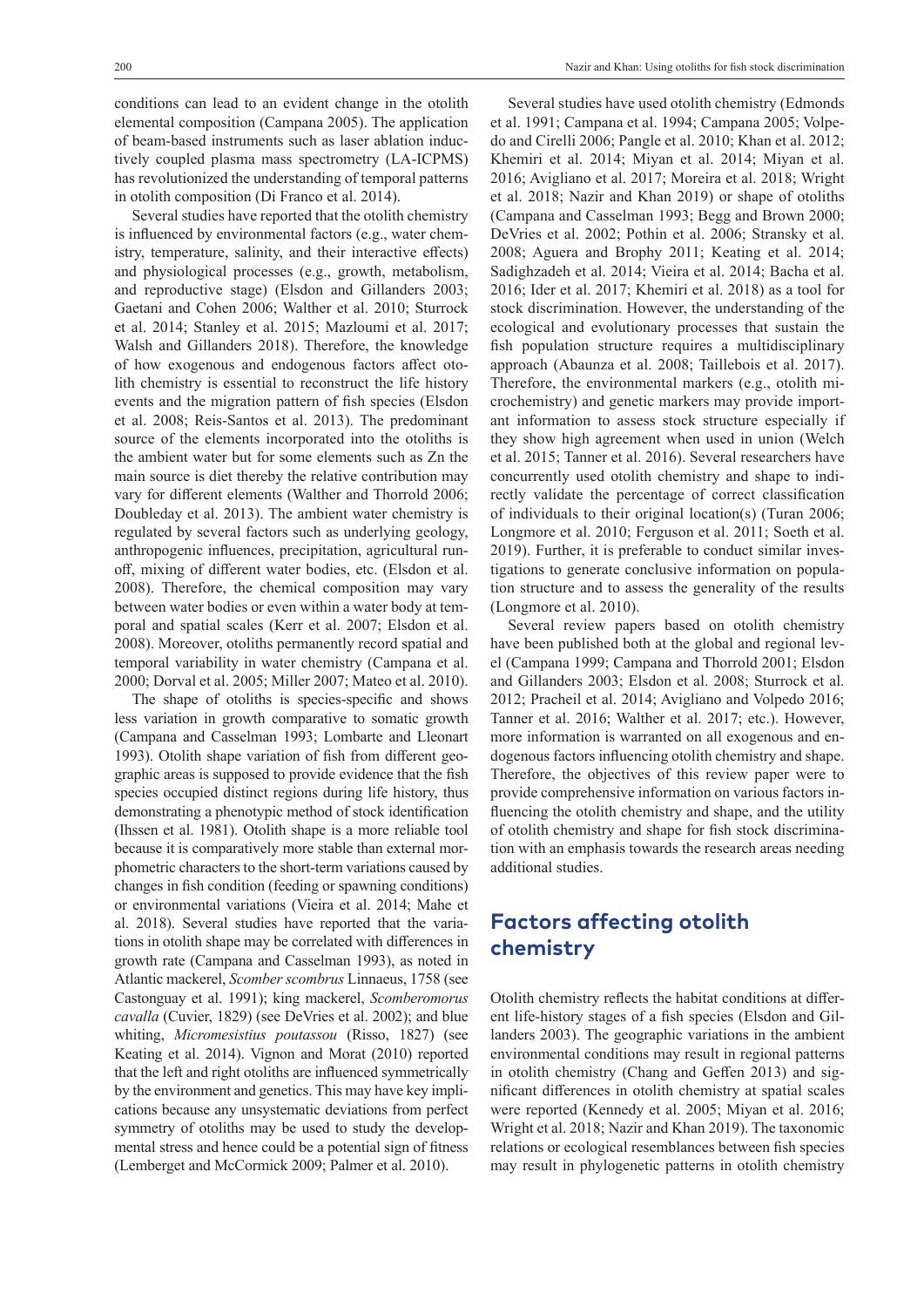conditions can lead to an evident change in the otolith elemental composition (Campana 2005). The application of beam-based instruments such as laser ablation inductively coupled plasma mass spectrometry (LA-ICPMS) has revolutionized the understanding of temporal patterns in otolith composition (Di Franco et al. 2014).

Several studies have reported that the otolith chemistry is influenced by environmental factors (e.g., water chemistry, temperature, salinity, and their interactive effects) and physiological processes (e.g., growth, metabolism, and reproductive stage) (Elsdon and Gillanders 2003; Gaetani and Cohen 2006; Walther et al. 2010; Sturrock et al. 2014; Stanley et al. 2015; Mazloumi et al. 2017; Walsh and Gillanders 2018). Therefore, the knowledge of how exogenous and endogenous factors affect otolith chemistry is essential to reconstruct the life history events and the migration pattern of fish species (Elsdon et al. 2008; Reis-Santos et al. 2013). The predominant source of the elements incorporated into the otoliths is the ambient water but for some elements such as Zn the main source is diet thereby the relative contribution may vary for different elements (Walther and Thorrold 2006; Doubleday et al. 2013). The ambient water chemistry is regulated by several factors such as underlying geology, anthropogenic influences, precipitation, agricultural runoff, mixing of different water bodies, etc. (Elsdon et al. 2008). Therefore, the chemical composition may vary between water bodies or even within a water body at temporal and spatial scales (Kerr et al. 2007; Elsdon et al. 2008). Moreover, otoliths permanently record spatial and temporal variability in water chemistry (Campana et al. 2000; Dorval et al. 2005; Miller 2007; Mateo et al. 2010).

The shape of otoliths is species-specific and shows less variation in growth comparative to somatic growth (Campana and Casselman 1993; Lombarte and Lleonart 1993). Otolith shape variation of fish from different geographic areas is supposed to provide evidence that the fish species occupied distinct regions during life history, thus demonstrating a phenotypic method of stock identification (Ihssen et al. 1981). Otolith shape is a more reliable tool because it is comparatively more stable than external morphometric characters to the short-term variations caused by changes in fish condition (feeding or spawning conditions) or environmental variations (Vieira et al. 2014; Mahe et al. 2018). Several studies have reported that the variations in otolith shape may be correlated with differences in growth rate (Campana and Casselman 1993), as noted in Atlantic mackerel, *Scomber scombrus* Linnaeus, 1758 (see Castonguay et al. 1991); king mackerel, *Scomberomorus cavalla* (Cuvier, 1829) (see DeVries et al. 2002); and blue whiting, *Micromesistius poutassou* (Risso, 1827) (see Keating et al. 2014). Vignon and Morat (2010) reported that the left and right otoliths are influenced symmetrically by the environment and genetics. This may have key implications because any unsystematic deviations from perfect symmetry of otoliths may be used to study the developmental stress and hence could be a potential sign of fitness (Lemberget and McCormick 2009; Palmer et al. 2010).

Several studies have used otolith chemistry (Edmonds et al. 1991; Campana et al. 1994; Campana 2005; Volpedo and Cirelli 2006; Pangle et al. 2010; Khan et al. 2012; Khemiri et al. 2014; Miyan et al. 2014; Miyan et al. 2016; Avigliano et al. 2017; Moreira et al. 2018; Wright et al. 2018; Nazir and Khan 2019) or shape of otoliths (Campana and Casselman 1993; Begg and Brown 2000; DeVries et al. 2002; Pothin et al. 2006; Stransky et al. 2008; Aguera and Brophy 2011; Keating et al. 2014; Sadighzadeh et al. 2014; Vieira et al. 2014; Bacha et al. 2016; Ider et al. 2017; Khemiri et al. 2018) as a tool for stock discrimination. However, the understanding of the ecological and evolutionary processes that sustain the fish population structure requires a multidisciplinary approach (Abaunza et al. 2008; Taillebois et al. 2017). Therefore, the environmental markers (e.g., otolith microchemistry) and genetic markers may provide important information to assess stock structure especially if they show high agreement when used in union (Welch et al. 2015; Tanner et al. 2016). Several researchers have concurrently used otolith chemistry and shape to indirectly validate the percentage of correct classification of individuals to their original location(s) (Turan 2006; Longmore et al. 2010; Ferguson et al. 2011; Soeth et al. 2019). Further, it is preferable to conduct similar investigations to generate conclusive information on population structure and to assess the generality of the results (Longmore et al. 2010).

Several review papers based on otolith chemistry have been published both at the global and regional level (Campana 1999; Campana and Thorrold 2001; Elsdon and Gillanders 2003; Elsdon et al. 2008; Sturrock et al. 2012; Pracheil et al. 2014; Avigliano and Volpedo 2016; Tanner et al. 2016; Walther et al. 2017; etc.). However, more information is warranted on all exogenous and endogenous factors influencing otolith chemistry and shape. Therefore, the objectives of this review paper were to provide comprehensive information on various factors influencing the otolith chemistry and shape, and the utility of otolith chemistry and shape for fish stock discrimination with an emphasis towards the research areas needing additional studies.

## Factors affecting otolith chemistry

Otolith chemistry reflects the habitat conditions at different life-history stages of a fish species (Elsdon and Gillanders 2003). The geographic variations in the ambient environmental conditions may result in regional patterns in otolith chemistry (Chang and Geffen 2013) and significant differences in otolith chemistry at spatial scales were reported (Kennedy et al. 2005; Miyan et al. 2016; Wright et al. 2018; Nazir and Khan 2019). The taxonomic relations or ecological resemblances between fish species may result in phylogenetic patterns in otolith chemistry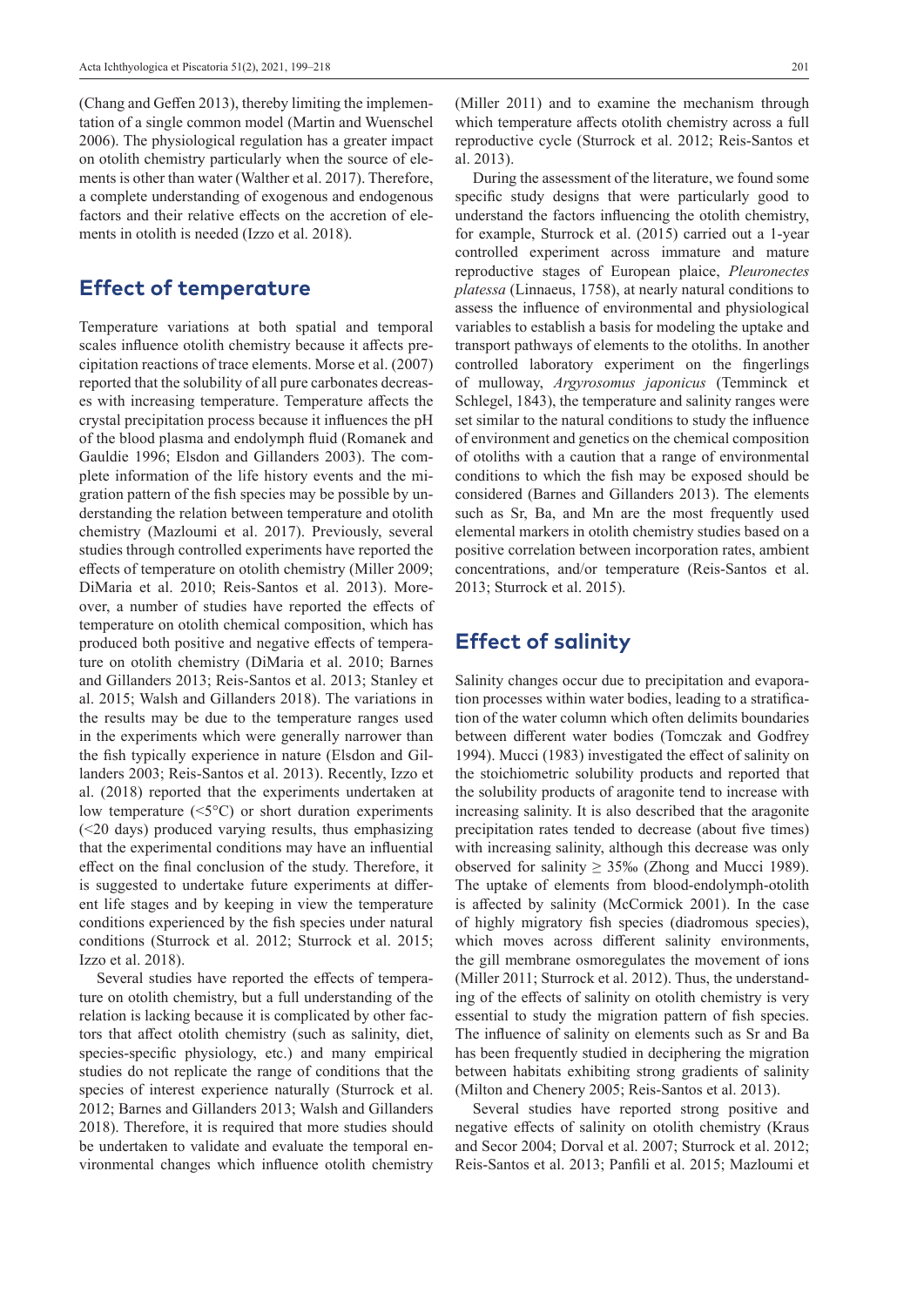(Chang and Geffen 2013), thereby limiting the implementation of a single common model (Martin and Wuenschel 2006). The physiological regulation has a greater impact on otolith chemistry particularly when the source of elements is other than water (Walther et al. 2017). Therefore, a complete understanding of exogenous and endogenous factors and their relative effects on the accretion of elements in otolith is needed (Izzo et al. 2018).

## Effect of temperature

Temperature variations at both spatial and temporal scales influence otolith chemistry because it affects precipitation reactions of trace elements. Morse et al. (2007) reported that the solubility of all pure carbonates decreases with increasing temperature. Temperature affects the crystal precipitation process because it influences the pH of the blood plasma and endolymph fluid (Romanek and Gauldie 1996; Elsdon and Gillanders 2003). The complete information of the life history events and the migration pattern of the fish species may be possible by understanding the relation between temperature and otolith chemistry (Mazloumi et al. 2017). Previously, several studies through controlled experiments have reported the effects of temperature on otolith chemistry (Miller 2009; DiMaria et al. 2010; Reis-Santos et al. 2013). Moreover, a number of studies have reported the effects of temperature on otolith chemical composition, which has produced both positive and negative effects of temperature on otolith chemistry (DiMaria et al. 2010; Barnes and Gillanders 2013; Reis-Santos et al. 2013; Stanley et al. 2015; Walsh and Gillanders 2018). The variations in the results may be due to the temperature ranges used in the experiments which were generally narrower than the fish typically experience in nature (Elsdon and Gillanders 2003; Reis-Santos et al. 2013). Recently, Izzo et al. (2018) reported that the experiments undertaken at low temperature (<5°C) or short duration experiments (<20 days) produced varying results, thus emphasizing that the experimental conditions may have an influential effect on the final conclusion of the study. Therefore, it is suggested to undertake future experiments at different life stages and by keeping in view the temperature conditions experienced by the fish species under natural conditions (Sturrock et al. 2012; Sturrock et al. 2015; Izzo et al. 2018).

Several studies have reported the effects of temperature on otolith chemistry, but a full understanding of the relation is lacking because it is complicated by other factors that affect otolith chemistry (such as salinity, diet, species-specific physiology, etc.) and many empirical studies do not replicate the range of conditions that the species of interest experience naturally (Sturrock et al. 2012; Barnes and Gillanders 2013; Walsh and Gillanders 2018). Therefore, it is required that more studies should be undertaken to validate and evaluate the temporal environmental changes which influence otolith chemistry (Miller 2011) and to examine the mechanism through which temperature affects otolith chemistry across a full reproductive cycle (Sturrock et al. 2012; Reis-Santos et al. 2013).

During the assessment of the literature, we found some specific study designs that were particularly good to understand the factors influencing the otolith chemistry, for example, Sturrock et al. (2015) carried out a 1-year controlled experiment across immature and mature reproductive stages of European plaice, *Pleuronectes platessa* (Linnaeus, 1758), at nearly natural conditions to assess the influence of environmental and physiological variables to establish a basis for modeling the uptake and transport pathways of elements to the otoliths. In another controlled laboratory experiment on the fingerlings of mulloway, *Argyrosomus japonicus* (Temminck et Schlegel, 1843), the temperature and salinity ranges were set similar to the natural conditions to study the influence of environment and genetics on the chemical composition of otoliths with a caution that a range of environmental conditions to which the fish may be exposed should be considered (Barnes and Gillanders 2013). The elements such as Sr, Ba, and Mn are the most frequently used elemental markers in otolith chemistry studies based on a positive correlation between incorporation rates, ambient concentrations, and/or temperature (Reis-Santos et al. 2013; Sturrock et al. 2015).

## Effect of salinity

Salinity changes occur due to precipitation and evaporation processes within water bodies, leading to a stratification of the water column which often delimits boundaries between different water bodies (Tomczak and Godfrey 1994). Mucci (1983) investigated the effect of salinity on the stoichiometric solubility products and reported that the solubility products of aragonite tend to increase with increasing salinity. It is also described that the aragonite precipitation rates tended to decrease (about five times) with increasing salinity, although this decrease was only observed for salinity ≥ 35‰ (Zhong and Mucci 1989). The uptake of elements from blood-endolymph-otolith is affected by salinity (McCormick 2001). In the case of highly migratory fish species (diadromous species), which moves across different salinity environments, the gill membrane osmoregulates the movement of ions (Miller 2011; Sturrock et al. 2012). Thus, the understanding of the effects of salinity on otolith chemistry is very essential to study the migration pattern of fish species. The influence of salinity on elements such as Sr and Ba has been frequently studied in deciphering the migration between habitats exhibiting strong gradients of salinity (Milton and Chenery 2005; Reis-Santos et al. 2013).

Several studies have reported strong positive and negative effects of salinity on otolith chemistry (Kraus and Secor 2004; Dorval et al. 2007; Sturrock et al. 2012; Reis-Santos et al. 2013; Panfili et al. 2015; Mazloumi et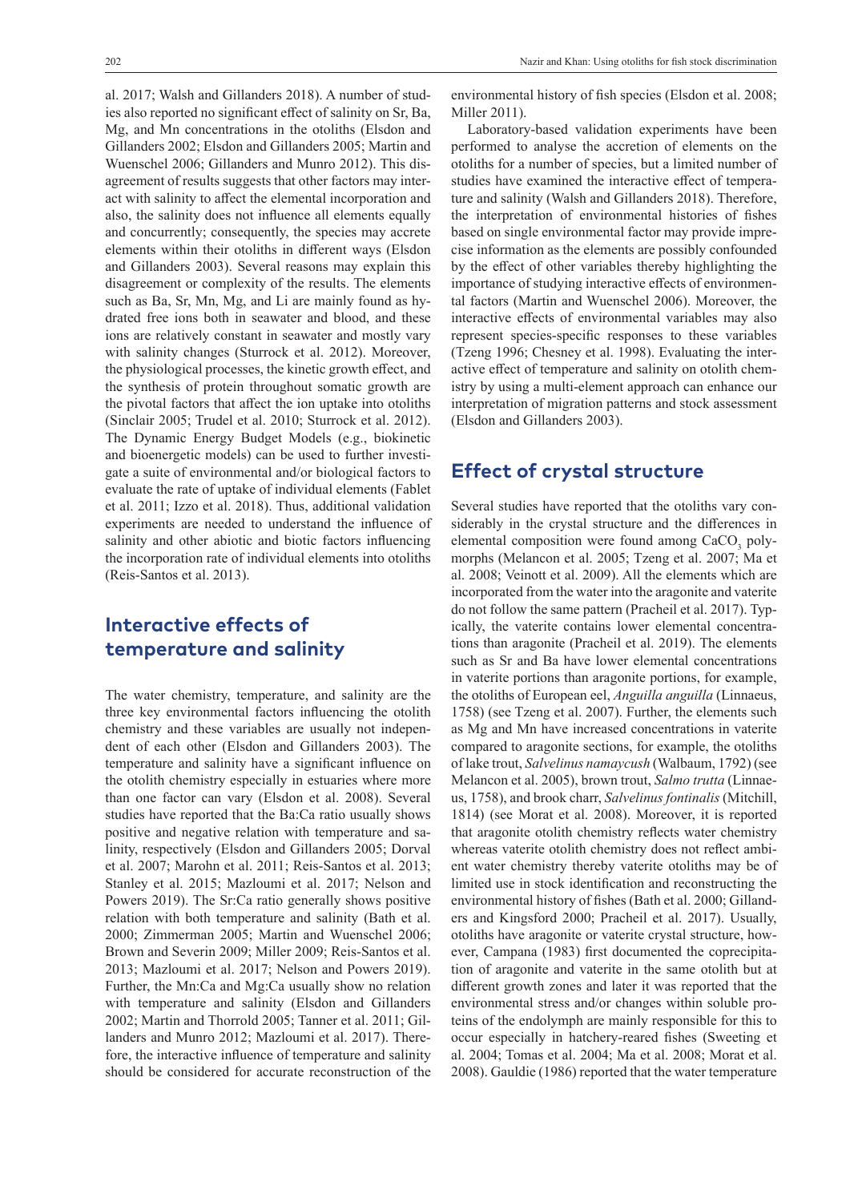al. 2017; Walsh and Gillanders 2018). A number of studies also reported no significant effect of salinity on Sr, Ba, Mg, and Mn concentrations in the otoliths (Elsdon and Gillanders 2002; Elsdon and Gillanders 2005; Martin and Wuenschel 2006; Gillanders and Munro 2012). This disagreement of results suggests that other factors may interact with salinity to affect the elemental incorporation and also, the salinity does not influence all elements equally and concurrently; consequently, the species may accrete elements within their otoliths in different ways (Elsdon and Gillanders 2003). Several reasons may explain this disagreement or complexity of the results. The elements such as Ba, Sr, Mn, Mg, and Li are mainly found as hydrated free ions both in seawater and blood, and these ions are relatively constant in seawater and mostly vary with salinity changes (Sturrock et al. 2012). Moreover, the physiological processes, the kinetic growth effect, and the synthesis of protein throughout somatic growth are the pivotal factors that affect the ion uptake into otoliths (Sinclair 2005; Trudel et al. 2010; Sturrock et al. 2012). The Dynamic Energy Budget Models (e.g., biokinetic and bioenergetic models) can be used to further investigate a suite of environmental and/or biological factors to evaluate the rate of uptake of individual elements (Fablet et al. 2011; Izzo et al. 2018). Thus, additional validation experiments are needed to understand the influence of salinity and other abiotic and biotic factors influencing the incorporation rate of individual elements into otoliths (Reis-Santos et al. 2013).

## Interactive effects of temperature and salinity

The water chemistry, temperature, and salinity are the three key environmental factors influencing the otolith chemistry and these variables are usually not independent of each other (Elsdon and Gillanders 2003). The temperature and salinity have a significant influence on the otolith chemistry especially in estuaries where more than one factor can vary (Elsdon et al. 2008). Several studies have reported that the Ba:Ca ratio usually shows positive and negative relation with temperature and salinity, respectively (Elsdon and Gillanders 2005; Dorval et al. 2007; Marohn et al. 2011; Reis-Santos et al. 2013; Stanley et al. 2015; Mazloumi et al. 2017; Nelson and Powers 2019). The Sr:Ca ratio generally shows positive relation with both temperature and salinity (Bath et al. 2000; Zimmerman 2005; Martin and Wuenschel 2006; Brown and Severin 2009; Miller 2009; Reis-Santos et al. 2013; Mazloumi et al. 2017; Nelson and Powers 2019). Further, the Mn:Ca and Mg:Ca usually show no relation with temperature and salinity (Elsdon and Gillanders 2002; Martin and Thorrold 2005; Tanner et al. 2011; Gillanders and Munro 2012; Mazloumi et al. 2017). Therefore, the interactive influence of temperature and salinity should be considered for accurate reconstruction of the environmental history of fish species (Elsdon et al. 2008; Miller 2011).

Laboratory-based validation experiments have been performed to analyse the accretion of elements on the otoliths for a number of species, but a limited number of studies have examined the interactive effect of temperature and salinity (Walsh and Gillanders 2018). Therefore, the interpretation of environmental histories of fishes based on single environmental factor may provide imprecise information as the elements are possibly confounded by the effect of other variables thereby highlighting the importance of studying interactive effects of environmental factors (Martin and Wuenschel 2006). Moreover, the interactive effects of environmental variables may also represent species-specific responses to these variables (Tzeng 1996; Chesney et al. 1998). Evaluating the interactive effect of temperature and salinity on otolith chemistry by using a multi-element approach can enhance our interpretation of migration patterns and stock assessment (Elsdon and Gillanders 2003).

## Effect of crystal structure

Several studies have reported that the otoliths vary considerably in the crystal structure and the differences in elemental composition were found among $CaCO_3$ polymorphs (Melancon et al. 2005; Tzeng et al. 2007; Ma et al. 2008; Veinott et al. 2009). All the elements which are incorporated from the water into the aragonite and vaterite do not follow the same pattern (Pracheil et al. 2017). Typically, the vaterite contains lower elemental concentrations than aragonite (Pracheil et al. 2019). The elements such as Sr and Ba have lower elemental concentrations in vaterite portions than aragonite portions, for example, the otoliths of European eel, *Anguilla anguilla* (Linnaeus, 1758) (see Tzeng et al. 2007). Further, the elements such as Mg and Mn have increased concentrations in vaterite compared to aragonite sections, for example, the otoliths of lake trout, *Salvelinus namaycush* (Walbaum, 1792) (see Melancon et al. 2005), brown trout, *Salmo trutta* (Linnaeus, 1758), and brook charr, *Salvelinus fontinalis* (Mitchill, 1814) (see Morat et al. 2008). Moreover, it is reported that aragonite otolith chemistry reflects water chemistry whereas vaterite otolith chemistry does not reflect ambient water chemistry thereby vaterite otoliths may be of limited use in stock identification and reconstructing the environmental history of fishes (Bath et al. 2000; Gillanders and Kingsford 2000; Pracheil et al. 2017). Usually, otoliths have aragonite or vaterite crystal structure, however, Campana (1983) first documented the coprecipitation of aragonite and vaterite in the same otolith but at different growth zones and later it was reported that the environmental stress and/or changes within soluble proteins of the endolymph are mainly responsible for this to occur especially in hatchery-reared fishes (Sweeting et al. 2004; Tomas et al. 2004; Ma et al. 2008; Morat et al. 2008). Gauldie (1986) reported that the water temperature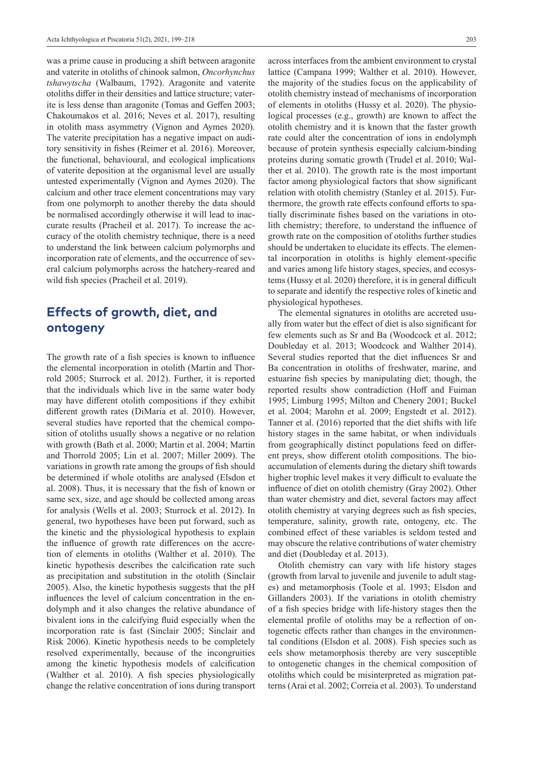was a prime cause in producing a shift between aragonite and vaterite in otoliths of chinook salmon, *Oncorhynchus tshawytscha* (Walbaum, 1792). Aragonite and vaterite otoliths differ in their densities and lattice structure; vaterite is less dense than aragonite (Tomas and Geffen 2003; Chakoumakos et al. 2016; Neves et al. 2017), resulting in otolith mass asymmetry (Vignon and Aymes 2020). The vaterite precipitation has a negative impact on auditory sensitivity in fishes (Reimer et al. 2016). Moreover, the functional, behavioural, and ecological implications of vaterite deposition at the organismal level are usually untested experimentally (Vignon and Aymes 2020). The calcium and other trace element concentrations may vary from one polymorph to another thereby the data should be normalised accordingly otherwise it will lead to inaccurate results (Pracheil et al. 2017). To increase the accuracy of the otolith chemistry technique, there is a need to understand the link between calcium polymorphs and incorporation rate of elements, and the occurrence of several calcium polymorphs across the hatchery-reared and wild fish species (Pracheil et al. 2019).

## Effects of growth, diet, and ontogeny

The growth rate of a fish species is known to influence the elemental incorporation in otolith (Martin and Thorrold 2005; Sturrock et al. 2012). Further, it is reported that the individuals which live in the same water body may have different otolith compositions if they exhibit different growth rates (DiMaria et al. 2010). However, several studies have reported that the chemical composition of otoliths usually shows a negative or no relation with growth (Bath et al. 2000; Martin et al. 2004; Martin and Thorrold 2005; Lin et al. 2007; Miller 2009). The variations in growth rate among the groups of fish should be determined if whole otoliths are analysed (Elsdon et al. 2008). Thus, it is necessary that the fish of known or same sex, size, and age should be collected among areas for analysis (Wells et al. 2003; Sturrock et al. 2012). In general, two hypotheses have been put forward, such as the kinetic and the physiological hypothesis to explain the influence of growth rate differences on the accretion of elements in otoliths (Walther et al. 2010). The kinetic hypothesis describes the calcification rate such as precipitation and substitution in the otolith (Sinclair 2005). Also, the kinetic hypothesis suggests that the pH influences the level of calcium concentration in the endolymph and it also changes the relative abundance of bivalent ions in the calcifying fluid especially when the incorporation rate is fast (Sinclair 2005; Sinclair and Risk 2006). Kinetic hypothesis needs to be completely resolved experimentally, because of the incongruities among the kinetic hypothesis models of calcification (Walther et al. 2010). A fish species physiologically change the relative concentration of ions during transport across interfaces from the ambient environment to crystal lattice (Campana 1999; Walther et al. 2010). However, the majority of the studies focus on the applicability of otolith chemistry instead of mechanisms of incorporation of elements in otoliths (Hussy et al. 2020). The physiological processes (e.g., growth) are known to affect the otolith chemistry and it is known that the faster growth rate could alter the concentration of ions in endolymph because of protein synthesis especially calcium-binding proteins during somatic growth (Trudel et al. 2010; Walther et al. 2010). The growth rate is the most important factor among physiological factors that show significant relation with otolith chemistry (Stanley et al. 2015). Furthermore, the growth rate effects confound efforts to spatially discriminate fishes based on the variations in otolith chemistry; therefore, to understand the influence of growth rate on the composition of otoliths further studies should be undertaken to elucidate its effects. The elemental incorporation in otoliths is highly element-specific and varies among life history stages, species, and ecosystems (Hussy et al. 2020) therefore, it is in general difficult to separate and identify the respective roles of kinetic and physiological hypotheses.

The elemental signatures in otoliths are accreted usually from water but the effect of diet is also significant for few elements such as Sr and Ba (Woodcock et al. 2012; Doubleday et al. 2013; Woodcock and Walther 2014). Several studies reported that the diet influences Sr and Ba concentration in otoliths of freshwater, marine, and estuarine fish species by manipulating diet; though, the reported results show contradiction (Hoff and Fuiman 1995; Limburg 1995; Milton and Chenery 2001; Buckel et al. 2004; Marohn et al. 2009; Engstedt et al. 2012). Tanner et al. (2016) reported that the diet shifts with life history stages in the same habitat, or when individuals from geographically distinct populations feed on different preys, show different otolith compositions. The bioaccumulation of elements during the dietary shift towards higher trophic level makes it very difficult to evaluate the influence of diet on otolith chemistry (Gray 2002). Other than water chemistry and diet, several factors may affect otolith chemistry at varying degrees such as fish species, temperature, salinity, growth rate, ontogeny, etc. The combined effect of these variables is seldom tested and may obscure the relative contributions of water chemistry and diet (Doubleday et al. 2013).

Otolith chemistry can vary with life history stages (growth from larval to juvenile and juvenile to adult stages) and metamorphosis (Toole et al. 1993; Elsdon and Gillanders 2003). If the variations in otolith chemistry of a fish species bridge with life-history stages then the elemental profile of otoliths may be a reflection of ontogenetic effects rather than changes in the environmental conditions (Elsdon et al. 2008). Fish species such as eels show metamorphosis thereby are very susceptible to ontogenetic changes in the chemical composition of otoliths which could be misinterpreted as migration patterns (Arai et al. 2002; Correia et al. 2003). To understand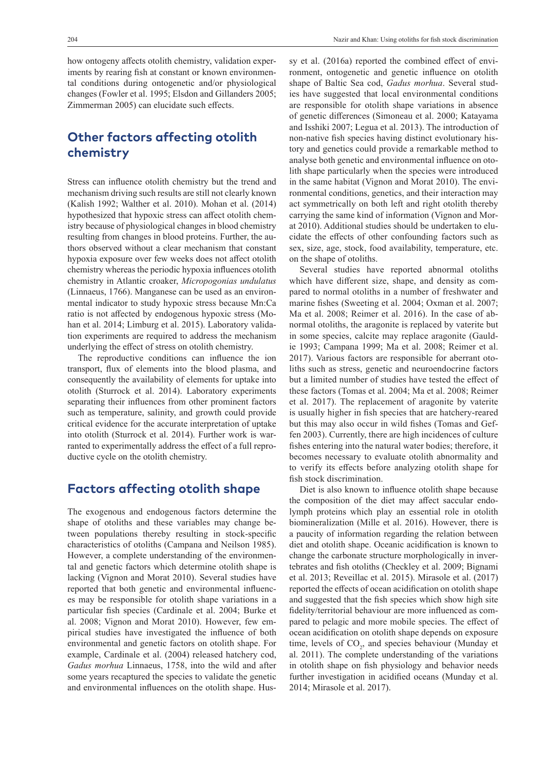how ontogeny affects otolith chemistry, validation experiments by rearing fish at constant or known environmental conditions during ontogenetic and/or physiological changes (Fowler et al. 1995; Elsdon and Gillanders 2005; Zimmerman 2005) can elucidate such effects.

## Other factors affecting otolith chemistry

Stress can influence otolith chemistry but the trend and mechanism driving such results are still not clearly known (Kalish 1992; Walther et al. 2010). Mohan et al. (2014) hypothesized that hypoxic stress can affect otolith chemistry because of physiological changes in blood chemistry resulting from changes in blood proteins. Further, the authors observed without a clear mechanism that constant hypoxia exposure over few weeks does not affect otolith chemistry whereas the periodic hypoxia influences otolith chemistry in Atlantic croaker, *Micropogonias undulatus* (Linnaeus, 1766). Manganese can be used as an environmental indicator to study hypoxic stress because Mn:Ca ratio is not affected by endogenous hypoxic stress (Mohan et al. 2014; Limburg et al. 2015). Laboratory validation experiments are required to address the mechanism underlying the effect of stress on otolith chemistry.

The reproductive conditions can influence the ion transport, flux of elements into the blood plasma, and consequently the availability of elements for uptake into otolith (Sturrock et al. 2014). Laboratory experiments separating their influences from other prominent factors such as temperature, salinity, and growth could provide critical evidence for the accurate interpretation of uptake into otolith (Sturrock et al. 2014). Further work is warranted to experimentally address the effect of a full reproductive cycle on the otolith chemistry.

## Factors affecting otolith shape

The exogenous and endogenous factors determine the shape of otoliths and these variables may change between populations thereby resulting in stock-specific characteristics of otoliths (Campana and Neilson 1985). However, a complete understanding of the environmental and genetic factors which determine otolith shape is lacking (Vignon and Morat 2010). Several studies have reported that both genetic and environmental influences may be responsible for otolith shape variations in a particular fish species (Cardinale et al. 2004; Burke et al. 2008; Vignon and Morat 2010). However, few empirical studies have investigated the influence of both environmental and genetic factors on otolith shape. For example, Cardinale et al. (2004) released hatchery cod, *Gadus morhua* Linnaeus, 1758, into the wild and after some years recaptured the species to validate the genetic and environmental influences on the otolith shape. Hussy et al. (2016a) reported the combined effect of environment, ontogenetic and genetic influence on otolith shape of Baltic Sea cod, *Gadus morhua*. Several studies have suggested that local environmental conditions are responsible for otolith shape variations in absence of genetic differences (Simoneau et al. 2000; Katayama and Isshiki 2007; Legua et al. 2013). The introduction of non-native fish species having distinct evolutionary history and genetics could provide a remarkable method to analyse both genetic and environmental influence on otolith shape particularly when the species were introduced in the same habitat (Vignon and Morat 2010). The environmental conditions, genetics, and their interaction may act symmetrically on both left and right otolith thereby carrying the same kind of information (Vignon and Morat 2010). Additional studies should be undertaken to elucidate the effects of other confounding factors such as sex, size, age, stock, food availability, temperature, etc. on the shape of otoliths.

Several studies have reported abnormal otoliths which have different size, shape, and density as compared to normal otoliths in a number of freshwater and marine fishes (Sweeting et al. 2004; Oxman et al. 2007; Ma et al. 2008; Reimer et al. 2016). In the case of abnormal otoliths, the aragonite is replaced by vaterite but in some species, calcite may replace aragonite (Gauldie 1993; Campana 1999; Ma et al. 2008; Reimer et al. 2017). Various factors are responsible for aberrant otoliths such as stress, genetic and neuroendocrine factors but a limited number of studies have tested the effect of these factors (Tomas et al. 2004; Ma et al. 2008; Reimer et al. 2017). The replacement of aragonite by vaterite is usually higher in fish species that are hatchery-reared but this may also occur in wild fishes (Tomas and Geffen 2003). Currently, there are high incidences of culture fishes entering into the natural water bodies; therefore, it becomes necessary to evaluate otolith abnormality and to verify its effects before analyzing otolith shape for fish stock discrimination.

Diet is also known to influence otolith shape because the composition of the diet may affect saccular endolymph proteins which play an essential role in otolith biomineralization (Mille et al. 2016). However, there is a paucity of information regarding the relation between diet and otolith shape. Oceanic acidification is known to change the carbonate structure morphologically in invertebrates and fish otoliths (Checkley et al. 2009; Bignami et al. 2013; Reveillac et al. 2015). Mirasole et al. (2017) reported the effects of ocean acidification on otolith shape and suggested that the fish species which show high site fidelity/territorial behaviour are more influenced as compared to pelagic and more mobile species. The effect of ocean acidification on otolith shape depends on exposure time, levels of $CO_2$, and species behaviour (Munday et al. 2011). The complete understanding of the variations in otolith shape on fish physiology and behavior needs further investigation in acidified oceans (Munday et al. 2014; Mirasole et al. 2017).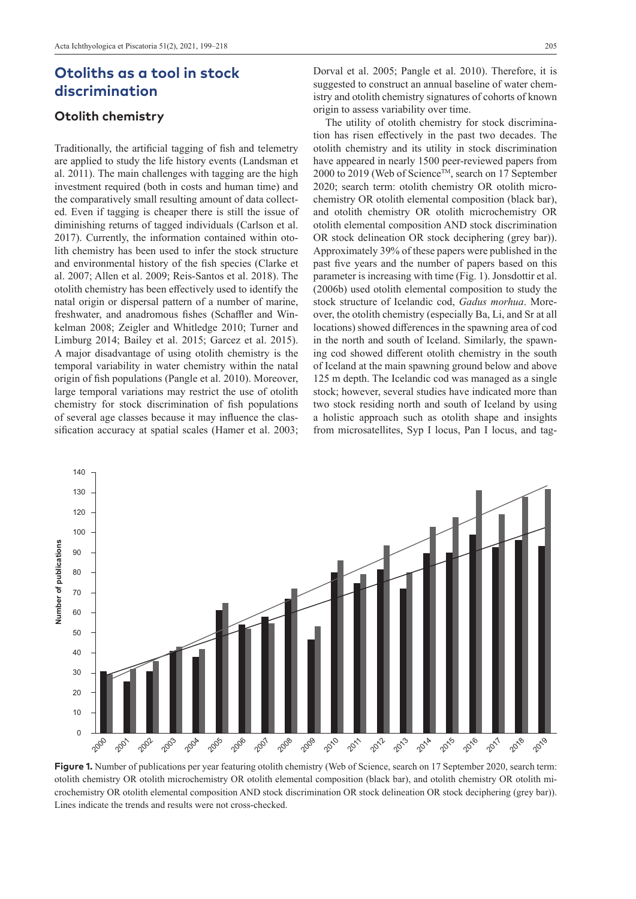## Otoliths as a tool in stock discrimination

### Otolith chemistry

Traditionally, the artificial tagging of fish and telemetry are applied to study the life history events (Landsman et al. 2011). The main challenges with tagging are the high investment required (both in costs and human time) and the comparatively small resulting amount of data collected. Even if tagging is cheaper there is still the issue of diminishing returns of tagged individuals (Carlson et al. 2017). Currently, the information contained within otolith chemistry has been used to infer the stock structure and environmental history of the fish species (Clarke et al. 2007; Allen et al. 2009; Reis-Santos et al. 2018). The otolith chemistry has been effectively used to identify the natal origin or dispersal pattern of a number of marine, freshwater, and anadromous fishes (Schaffler and Winkelman 2008; Zeigler and Whitledge 2010; Turner and Limburg 2014; Bailey et al. 2015; Garcez et al. 2015). A major disadvantage of using otolith chemistry is the temporal variability in water chemistry within the natal origin of fish populations (Pangle et al. 2010). Moreover, large temporal variations may restrict the use of otolith chemistry for stock discrimination of fish populations of several age classes because it may influence the classification accuracy at spatial scales (Hamer et al. 2003; Dorval et al. 2005; Pangle et al. 2010). Therefore, it is suggested to construct an annual baseline of water chemistry and otolith chemistry signatures of cohorts of known origin to assess variability over time.

The utility of otolith chemistry for stock discrimination has risen effectively in the past two decades. The otolith chemistry and its utility in stock discrimination have appeared in nearly 1500 peer-reviewed papers from 2000 to 2019 (Web of Science™, search on 17 September 2020; search term: otolith chemistry OR otolith microchemistry OR otolith elemental composition (black bar), and otolith chemistry OR otolith microchemistry OR otolith elemental composition AND stock discrimination OR stock delineation OR stock deciphering (grey bar)). Approximately 39% of these papers were published in the past five years and the number of papers based on this parameter is increasing with time (Fig. 1). Jonsdottir et al. (2006b) used otolith elemental composition to study the stock structure of Icelandic cod, *Gadus morhua*. Moreover, the otolith chemistry (especially Ba, Li, and Sr at all locations) showed differences in the spawning area of cod in the north and south of Iceland. Similarly, the spawning cod showed different otolith chemistry in the south of Iceland at the main spawning ground below and above 125 m depth. The Icelandic cod was managed as a single stock; however, several studies have indicated more than two stock residing north and south of Iceland by using a holistic approach such as otolith shape and insights from microsatellites, Syp I locus, Pan I locus, and tag-

**Figure 1.** Number of publications per year featuring otolith chemistry (Web of Science, search on 17 September 2020, search term: otolith chemistry OR otolith microchemistry OR otolith elemental composition (black bar), and otolith chemistry OR otolith microchemistry OR otolith elemental composition AND stock discrimination OR stock delineation OR stock deciphering (grey bar)). Lines indicate the trends and results were not cross-checked.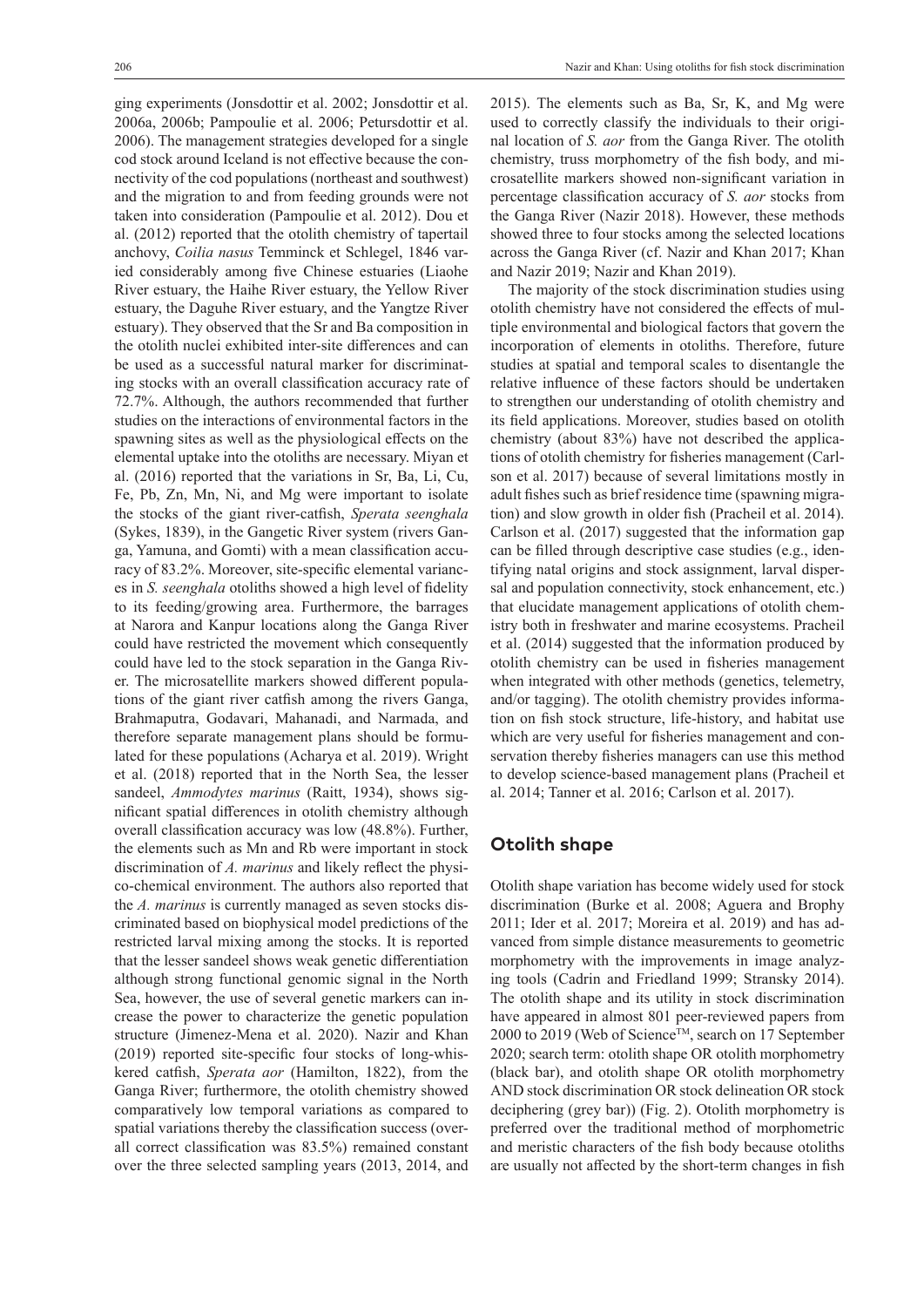ging experiments (Jonsdottir et al. 2002; Jonsdottir et al. 2006a, 2006b; Pampoulie et al. 2006; Petursdottir et al. 2006). The management strategies developed for a single cod stock around Iceland is not effective because the connectivity of the cod populations (northeast and southwest) and the migration to and from feeding grounds were not taken into consideration (Pampoulie et al. 2012). Dou et al. (2012) reported that the otolith chemistry of tapertail anchovy, *Coilia nasus* Temminck et Schlegel, 1846 varied considerably among five Chinese estuaries (Liaohe River estuary, the Haihe River estuary, the Yellow River estuary, the Daguhe River estuary, and the Yangtze River estuary). They observed that the Sr and Ba composition in the otolith nuclei exhibited inter-site differences and can be used as a successful natural marker for discriminating stocks with an overall classification accuracy rate of 72.7%. Although, the authors recommended that further studies on the interactions of environmental factors in the spawning sites as well as the physiological effects on the elemental uptake into the otoliths are necessary. Miyan et al. (2016) reported that the variations in Sr, Ba, Li, Cu, Fe, Pb, Zn, Mn, Ni, and Mg were important to isolate the stocks of the giant river-catfish, *Sperata seenghala* (Sykes, 1839), in the Gangetic River system (rivers Ganga, Yamuna, and Gomti) with a mean classification accuracy of 83.2%. Moreover, site-specific elemental variances in *S. seenghala* otoliths showed a high level of fidelity to its feeding/growing area. Furthermore, the barrages at Narora and Kanpur locations along the Ganga River could have restricted the movement which consequently could have led to the stock separation in the Ganga River. The microsatellite markers showed different populations of the giant river catfish among the rivers Ganga, Brahmaputra, Godavari, Mahanadi, and Narmada, and therefore separate management plans should be formulated for these populations (Acharya et al. 2019). Wright et al. (2018) reported that in the North Sea, the lesser sandeel, *Ammodytes marinus* (Raitt, 1934), shows significant spatial differences in otolith chemistry although overall classification accuracy was low (48.8%). Further, the elements such as Mn and Rb were important in stock discrimination of *A. marinus* and likely reflect the physico-chemical environment. The authors also reported that the *A. marinus* is currently managed as seven stocks discriminated based on biophysical model predictions of the restricted larval mixing among the stocks. It is reported that the lesser sandeel shows weak genetic differentiation although strong functional genomic signal in the North Sea, however, the use of several genetic markers can increase the power to characterize the genetic population structure (Jimenez-Mena et al. 2020). Nazir and Khan (2019) reported site-specific four stocks of long-whiskered catfish, *Sperata aor* (Hamilton, 1822), from the Ganga River; furthermore, the otolith chemistry showed comparatively low temporal variations as compared to spatial variations thereby the classification success (overall correct classification was 83.5%) remained constant over the three selected sampling years (2013, 2014, and 2015). The elements such as Ba, Sr, K, and Mg were used to correctly classify the individuals to their original location of *S. aor* from the Ganga River. The otolith chemistry, truss morphometry of the fish body, and microsatellite markers showed non-significant variation in percentage classification accuracy of *S. aor* stocks from the Ganga River (Nazir 2018). However, these methods showed three to four stocks among the selected locations across the Ganga River (cf. Nazir and Khan 2017; Khan and Nazir 2019; Nazir and Khan 2019).

The majority of the stock discrimination studies using otolith chemistry have not considered the effects of multiple environmental and biological factors that govern the incorporation of elements in otoliths. Therefore, future studies at spatial and temporal scales to disentangle the relative influence of these factors should be undertaken to strengthen our understanding of otolith chemistry and its field applications. Moreover, studies based on otolith chemistry (about 83%) have not described the applications of otolith chemistry for fisheries management (Carlson et al. 2017) because of several limitations mostly in adult fishes such as brief residence time (spawning migration) and slow growth in older fish (Pracheil et al. 2014). Carlson et al. (2017) suggested that the information gap can be filled through descriptive case studies (e.g., identifying natal origins and stock assignment, larval dispersal and population connectivity, stock enhancement, etc.) that elucidate management applications of otolith chemistry both in freshwater and marine ecosystems. Pracheil et al. (2014) suggested that the information produced by otolith chemistry can be used in fisheries management when integrated with other methods (genetics, telemetry, and/or tagging). The otolith chemistry provides information on fish stock structure, life-history, and habitat use which are very useful for fisheries management and conservation thereby fisheries managers can use this method to develop science-based management plans (Pracheil et al. 2014; Tanner et al. 2016; Carlson et al. 2017).

## Otolith shape

Otolith shape variation has become widely used for stock discrimination (Burke et al. 2008; Aguera and Brophy 2011; Ider et al. 2017; Moreira et al. 2019) and has advanced from simple distance measurements to geometric morphometry with the improvements in image analyzing tools (Cadrin and Friedland 1999; Stransky 2014). The otolith shape and its utility in stock discrimination have appeared in almost 801 peer-reviewed papers from 2000 to 2019 (Web of Science™, search on 17 September 2020; search term: otolith shape OR otolith morphometry (black bar), and otolith shape OR otolith morphometry AND stock discrimination OR stock delineation OR stock deciphering (grey bar)) (Fig. 2). Otolith morphometry is preferred over the traditional method of morphometric and meristic characters of the fish body because otoliths are usually not affected by the short-term changes in fish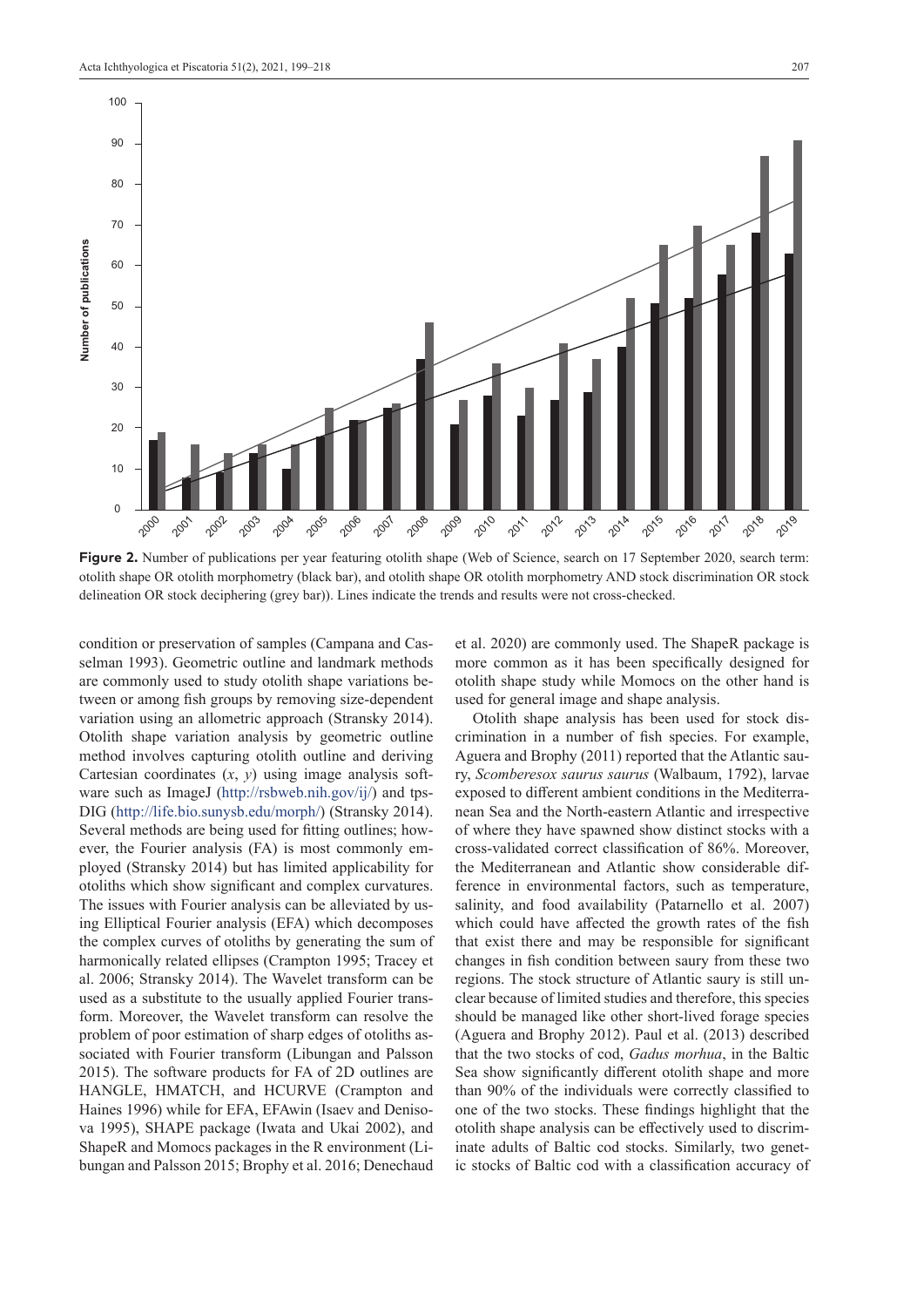**Figure 2.** Number of publications per year featuring otolith shape (Web of Science, search on 17 September 2020, search term: otolith shape OR otolith morphometry (black bar), and otolith shape OR otolith morphometry AND stock discrimination OR stock delineation OR stock deciphering (grey bar)). Lines indicate the trends and results were not cross-checked.

condition or preservation of samples (Campana and Casselman 1993). Geometric outline and landmark methods are commonly used to study otolith shape variations between or among fish groups by removing size-dependent variation using an allometric approach (Stransky 2014). Otolith shape variation analysis by geometric outline method involves capturing otolith outline and deriving Cartesian coordinates ($x$, $y$) using image analysis software such as ImageJ (http://rsbweb.nih.gov/ij/) and tpsDIG (http://life.bio.sunysb.edu/morph/) (Stransky 2014). Several methods are being used for fitting outlines; however, the Fourier analysis (FA) is most commonly employed (Stransky 2014) but has limited applicability for otoliths which show significant and complex curvatures. The issues with Fourier analysis can be alleviated by using Elliptical Fourier analysis (EFA) which decomposes the complex curves of otoliths by generating the sum of harmonically related ellipses (Crampton 1995; Tracey et al. 2006; Stransky 2014). The Wavelet transform can be used as a substitute to the usually applied Fourier transform. Moreover, the Wavelet transform can resolve the problem of poor estimation of sharp edges of otoliths associated with Fourier transform (Libungan and Palsson 2015). The software products for FA of 2D outlines are HANGLE, HMATCH, and HCURVE (Crampton and Haines 1996) while for EFA, EFAwin (Isaev and Denisova 1995), SHAPE package (Iwata and Ukai 2002), and ShapeR and Momocs packages in the R environment (Libungan and Palsson 2015; Brophy et al. 2016; Denechaud et al. 2020) are commonly used. The ShapeR package is more common as it has been specifically designed for otolith shape study while Momocs on the other hand is used for general image and shape analysis.

Otolith shape analysis has been used for stock discrimination in a number of fish species. For example, Aguera and Brophy (2011) reported that the Atlantic saury, *Scomberesox saurus saurus* (Walbaum, 1792), larvae exposed to different ambient conditions in the Mediterranean Sea and the North-eastern Atlantic and irrespective of where they have spawned show distinct stocks with a cross-validated correct classification of 86%. Moreover, the Mediterranean and Atlantic show considerable difference in environmental factors, such as temperature, salinity, and food availability (Patarnello et al. 2007) which could have affected the growth rates of the fish that exist there and may be responsible for significant changes in fish condition between saury from these two regions. The stock structure of Atlantic saury is still unclear because of limited studies and therefore, this species should be managed like other short-lived forage species (Aguera and Brophy 2012). Paul et al. (2013) described that the two stocks of cod, *Gadus morhua*, in the Baltic Sea show significantly different otolith shape and more than 90% of the individuals were correctly classified to one of the two stocks. These findings highlight that the otolith shape analysis can be effectively used to discriminate adults of Baltic cod stocks. Similarly, two genetic stocks of Baltic cod with a classification accuracy of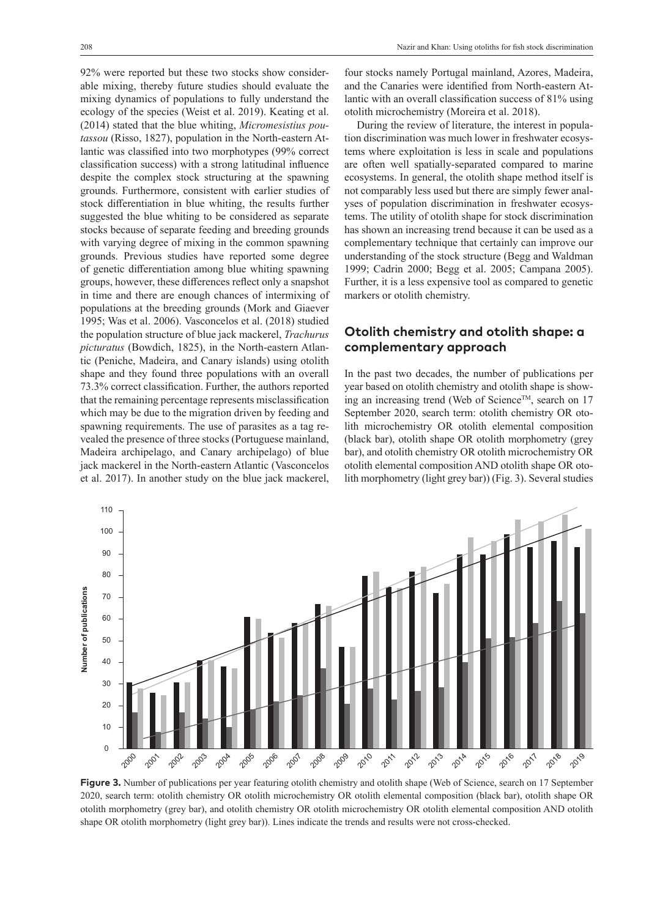92% were reported but these two stocks show considerable mixing, thereby future studies should evaluate the mixing dynamics of populations to fully understand the ecology of the species (Weist et al. 2019). Keating et al. (2014) stated that the blue whiting, *Micromesistius poutassou* (Risso, 1827), population in the North-eastern Atlantic was classified into two morphotypes (99% correct classification success) with a strong latitudinal influence despite the complex stock structuring at the spawning grounds. Furthermore, consistent with earlier studies of stock differentiation in blue whiting, the results further suggested the blue whiting to be considered as separate stocks because of separate feeding and breeding grounds with varying degree of mixing in the common spawning grounds. Previous studies have reported some degree of genetic differentiation among blue whiting spawning groups, however, these differences reflect only a snapshot in time and there are enough chances of intermixing of populations at the breeding grounds (Mork and Giaever 1995; Was et al. 2006). Vasconcelos et al. (2018) studied the population structure of blue jack mackerel, *Trachurus picturatus* (Bowdich, 1825), in the North-eastern Atlantic (Peniche, Madeira, and Canary islands) using otolith shape and they found three populations with an overall 73.3% correct classification. Further, the authors reported that the remaining percentage represents misclassification which may be due to the migration driven by feeding and spawning requirements. The use of parasites as a tag revealed the presence of three stocks (Portuguese mainland, Madeira archipelago, and Canary archipelago) of blue jack mackerel in the North-eastern Atlantic (Vasconcelos et al. 2017). In another study on the blue jack mackerel, four stocks namely Portugal mainland, Azores, Madeira, and the Canaries were identified from North-eastern Atlantic with an overall classification success of 81% using otolith microchemistry (Moreira et al. 2018).

During the review of literature, the interest in population discrimination was much lower in freshwater ecosystems where exploitation is less in scale and populations are often well spatially-separated compared to marine ecosystems. In general, the otolith shape method itself is not comparably less used but there are simply fewer analyses of population discrimination in freshwater ecosystems. The utility of otolith shape for stock discrimination has shown an increasing trend because it can be used as a complementary technique that certainly can improve our understanding of the stock structure (Begg and Waldman 1999; Cadrin 2000; Begg et al. 2005; Campana 2005). Further, it is a less expensive tool as compared to genetic markers or otolith chemistry.

## Otolith chemistry and otolith shape: a complementary approach

In the past two decades, the number of publications per year based on otolith chemistry and otolith shape is showing an increasing trend (Web of Science™, search on 17 September 2020, search term: otolith chemistry OR otolith microchemistry OR otolith elemental composition (black bar), otolith shape OR otolith morphometry (grey bar), and otolith chemistry OR otolith microchemistry OR otolith elemental composition AND otolith shape OR otolith morphometry (light grey bar)) (Fig. 3). Several studies

**Figure 3.** Number of publications per year featuring otolith chemistry and otolith shape (Web of Science, search on 17 September 2020, search term: otolith chemistry OR otolith microchemistry OR otolith elemental composition (black bar), otolith shape OR otolith morphometry (grey bar), and otolith chemistry OR otolith microchemistry OR otolith elemental composition AND otolith shape OR otolith morphometry (light grey bar)). Lines indicate the trends and results were not cross-checked.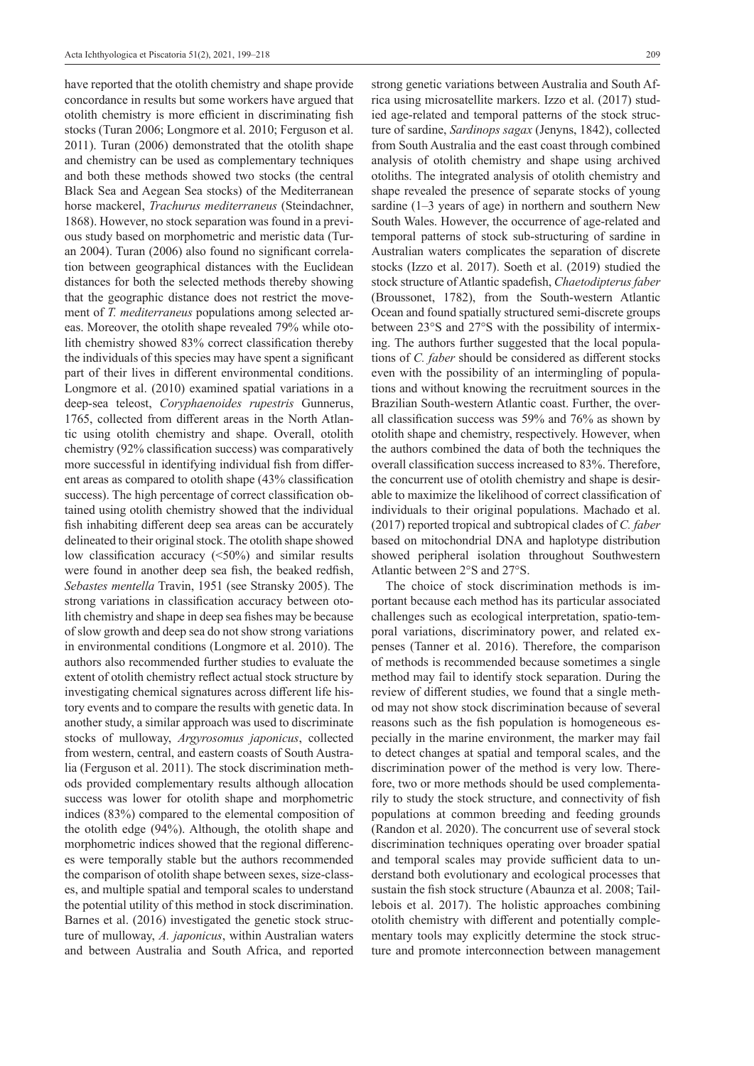have reported that the otolith chemistry and shape provide concordance in results but some workers have argued that otolith chemistry is more efficient in discriminating fish stocks (Turan 2006; Longmore et al. 2010; Ferguson et al. 2011). Turan (2006) demonstrated that the otolith shape and chemistry can be used as complementary techniques and both these methods showed two stocks (the central Black Sea and Aegean Sea stocks) of the Mediterranean horse mackerel, *Trachurus mediterraneus* (Steindachner, 1868). However, no stock separation was found in a previous study based on morphometric and meristic data (Turan 2004). Turan (2006) also found no significant correlation between geographical distances with the Euclidean distances for both the selected methods thereby showing that the geographic distance does not restrict the movement of *T. mediterraneus* populations among selected areas. Moreover, the otolith shape revealed 79% while otolith chemistry showed 83% correct classification thereby the individuals of this species may have spent a significant part of their lives in different environmental conditions. Longmore et al. (2010) examined spatial variations in a deep-sea teleost, *Coryphaenoides rupestris* Gunnerus, 1765, collected from different areas in the North Atlantic using otolith chemistry and shape. Overall, otolith chemistry (92% classification success) was comparatively more successful in identifying individual fish from different areas as compared to otolith shape (43% classification success). The high percentage of correct classification obtained using otolith chemistry showed that the individual fish inhabiting different deep sea areas can be accurately delineated to their original stock. The otolith shape showed low classification accuracy (<50%) and similar results were found in another deep sea fish, the beaked redfish, *Sebastes mentella* Travin, 1951 (see Stransky 2005). The strong variations in classification accuracy between otolith chemistry and shape in deep sea fishes may be because of slow growth and deep sea do not show strong variations in environmental conditions (Longmore et al. 2010). The authors also recommended further studies to evaluate the extent of otolith chemistry reflect actual stock structure by investigating chemical signatures across different life history events and to compare the results with genetic data. In another study, a similar approach was used to discriminate stocks of mulloway, *Argyrosomus japonicus*, collected from western, central, and eastern coasts of South Australia (Ferguson et al. 2011). The stock discrimination methods provided complementary results although allocation success was lower for otolith shape and morphometric indices (83%) compared to the elemental composition of the otolith edge (94%). Although, the otolith shape and morphometric indices showed that the regional differences were temporally stable but the authors recommended the comparison of otolith shape between sexes, size-classes, and multiple spatial and temporal scales to understand the potential utility of this method in stock discrimination. Barnes et al. (2016) investigated the genetic stock structure of mulloway, *A. japonicus*, within Australian waters and between Australia and South Africa, and reported strong genetic variations between Australia and South Africa using microsatellite markers. Izzo et al. (2017) studied age-related and temporal patterns of the stock structure of sardine, *Sardinops sagax* (Jenyns, 1842), collected from South Australia and the east coast through combined analysis of otolith chemistry and shape using archived otoliths. The integrated analysis of otolith chemistry and shape revealed the presence of separate stocks of young sardine (1–3 years of age) in northern and southern New South Wales. However, the occurrence of age-related and temporal patterns of stock sub-structuring of sardine in Australian waters complicates the separation of discrete stocks (Izzo et al. 2017). Soeth et al. (2019) studied the stock structure of Atlantic spadefish, *Chaetodipterus faber* (Broussonet, 1782), from the South-western Atlantic Ocean and found spatially structured semi-discrete groups between 23°S and 27°S with the possibility of intermixing. The authors further suggested that the local populations of *C. faber* should be considered as different stocks even with the possibility of an intermingling of populations and without knowing the recruitment sources in the Brazilian South-western Atlantic coast. Further, the overall classification success was 59% and 76% as shown by otolith shape and chemistry, respectively. However, when the authors combined the data of both the techniques the overall classification success increased to 83%. Therefore, the concurrent use of otolith chemistry and shape is desirable to maximize the likelihood of correct classification of individuals to their original populations. Machado et al. (2017) reported tropical and subtropical clades of *C. faber* based on mitochondrial DNA and haplotype distribution showed peripheral isolation throughout Southwestern Atlantic between 2°S and 27°S.

The choice of stock discrimination methods is important because each method has its particular associated challenges such as ecological interpretation, spatio-temporal variations, discriminatory power, and related expenses (Tanner et al. 2016). Therefore, the comparison of methods is recommended because sometimes a single method may fail to identify stock separation. During the review of different studies, we found that a single method may not show stock discrimination because of several reasons such as the fish population is homogeneous especially in the marine environment, the marker may fail to detect changes at spatial and temporal scales, and the discrimination power of the method is very low. Therefore, two or more methods should be used complementarily to study the stock structure, and connectivity of fish populations at common breeding and feeding grounds (Randon et al. 2020). The concurrent use of several stock discrimination techniques operating over broader spatial and temporal scales may provide sufficient data to understand both evolutionary and ecological processes that sustain the fish stock structure (Abaunza et al. 2008; Taillebois et al. 2017). The holistic approaches combining otolith chemistry with different and potentially complementary tools may explicitly determine the stock structure and promote interconnection between management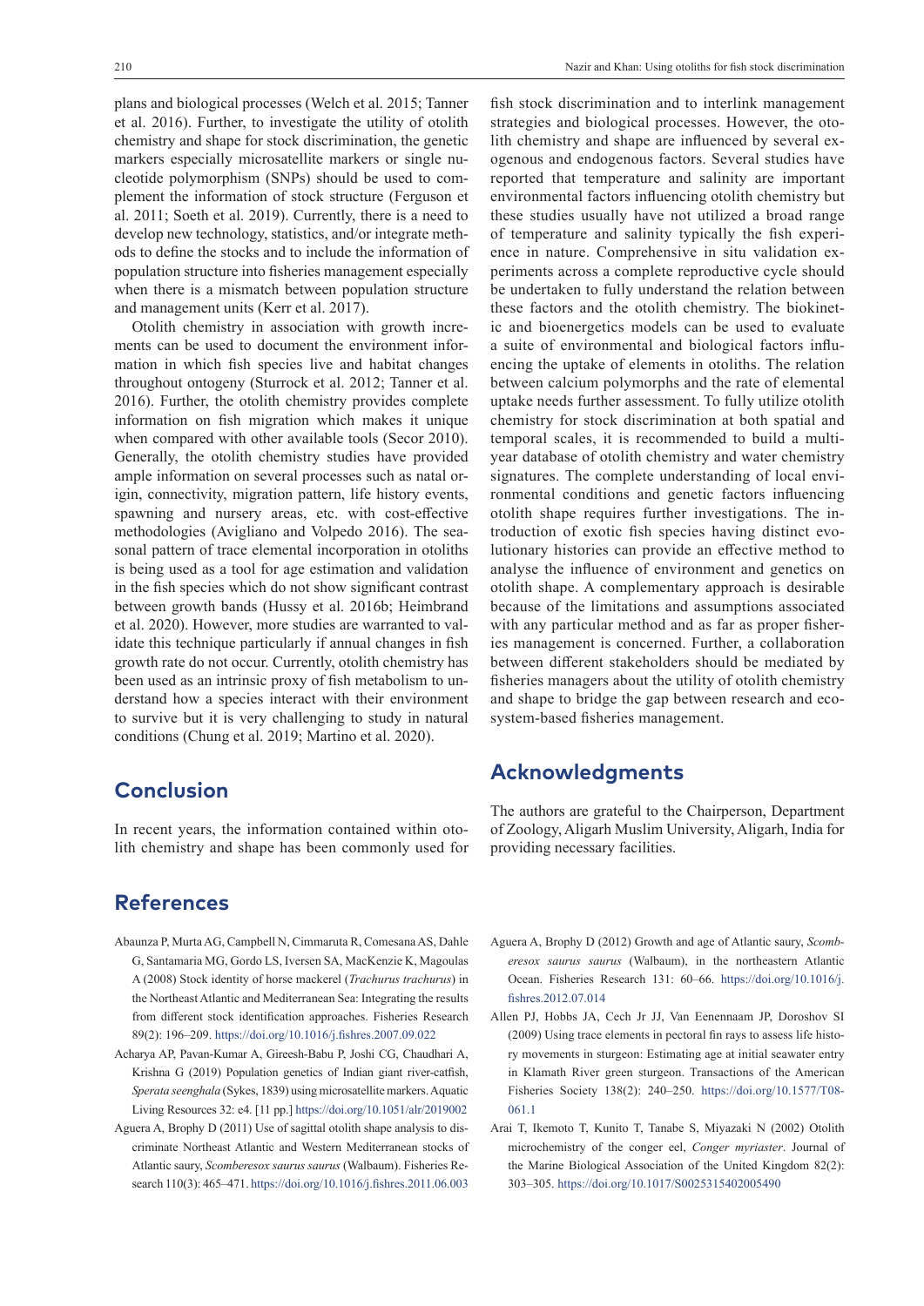plans and biological processes (Welch et al. 2015; Tanner et al. 2016). Further, to investigate the utility of otolith chemistry and shape for stock discrimination, the genetic markers especially microsatellite markers or single nucleotide polymorphism (SNPs) should be used to complement the information of stock structure (Ferguson et al. 2011; Soeth et al. 2019). Currently, there is a need to develop new technology, statistics, and/or integrate methods to define the stocks and to include the information of population structure into fisheries management especially when there is a mismatch between population structure and management units (Kerr et al. 2017).

Otolith chemistry in association with growth increments can be used to document the environment information in which fish species live and habitat changes throughout ontogeny (Sturrock et al. 2012; Tanner et al. 2016). Further, the otolith chemistry provides complete information on fish migration which makes it unique when compared with other available tools (Secor 2010). Generally, the otolith chemistry studies have provided ample information on several processes such as natal origin, connectivity, migration pattern, life history events, spawning and nursery areas, etc. with cost-effective methodologies (Avigliano and Volpedo 2016). The seasonal pattern of trace elemental incorporation in otoliths is being used as a tool for age estimation and validation in the fish species which do not show significant contrast between growth bands (Hussy et al. 2016b; Heimbrand et al. 2020). However, more studies are warranted to validate this technique particularly if annual changes in fish growth rate do not occur. Currently, otolith chemistry has been used as an intrinsic proxy of fish metabolism to understand how a species interact with their environment to survive but it is very challenging to study in natural conditions (Chung et al. 2019; Martino et al. 2020).

## Conclusion

In recent years, the information contained within otolith chemistry and shape has been commonly used for fish stock discrimination and to interlink management strategies and biological processes. However, the otolith chemistry and shape are influenced by several exogenous and endogenous factors. Several studies have reported that temperature and salinity are important environmental factors influencing otolith chemistry but these studies usually have not utilized a broad range of temperature and salinity typically the fish experience in nature. Comprehensive in situ validation experiments across a complete reproductive cycle should be undertaken to fully understand the relation between these factors and the otolith chemistry. The biokinetic and bioenergetics models can be used to evaluate a suite of environmental and biological factors influencing the uptake of elements in otoliths. The relation between calcium polymorphs and the rate of elemental uptake needs further assessment. To fully utilize otolith chemistry for stock discrimination at both spatial and temporal scales, it is recommended to build a multi-year database of otolith chemistry and water chemistry signatures. The complete understanding of local environmental conditions and genetic factors influencing otolith shape requires further investigations. The introduction of exotic fish species having distinct evolutionary histories can provide an effective method to analyse the influence of environment and genetics on otolith shape. A complementary approach is desirable because of the limitations and assumptions associated with any particular method and as far as proper fisheries management is concerned. Further, a collaboration between different stakeholders should be mediated by fisheries managers about the utility of otolith chemistry and shape to bridge the gap between research and ecosystem-based fisheries management.

## Acknowledgments

The authors are grateful to the Chairperson, Department of Zoology, Aligarh Muslim University, Aligarh, India for providing necessary facilities.

## References

Abaunza P, Murta AG, Campbell N, Cimmaruta R, Comesana AS, Dahle G, Santamaria MG, Gordo LS, Iversen SA, MacKenzie K, Magoulas A (2008) Stock identity of horse mackerel (*Trachurus trachurus*) in the Northeast Atlantic and Mediterranean Sea: Integrating the results from different stock identification approaches. Fisheries Research 89(2): 196–209. https://doi.org/10.1016/j.fishres.2007.09.022

Acharya AP, Pavan-Kumar A, Gireesh-Babu P, Joshi CG, Chaudhari A, Krishna G (2019) Population genetics of Indian giant river-catfish, *Sperata seenghala* (Sykes, 1839) using microsatellite markers. Aquatic Living Resources 32: e4. [11 pp.] https://doi.org/10.1051/alr/2019002

Aguera A, Brophy D (2011) Use of sagittal otolith shape analysis to discriminate Northeast Atlantic and Western Mediterranean stocks of Atlantic saury, *Scomberesox saurus saurus* (Walbaum). Fisheries Research 110(3): 465–471. https://doi.org/10.1016/j.fishres.2011.06.003

Aguera A, Brophy D (2012) Growth and age of Atlantic saury, *Scomberesox saurus saurus* (Walbaum), in the northeastern Atlantic Ocean. Fisheries Research 131: 60–66. https://doi.org/10.1016/j.fishres.2012.07.014

Allen PJ, Hobbs JA, Cech Jr JJ, Van Eenennaam JP, Doroshov SI (2009) Using trace elements in pectoral fin rays to assess life history movements in sturgeon: Estimating age at initial seawater entry in Klamath River green sturgeon. Transactions of the American Fisheries Society 138(2): 240–250. https://doi.org/10.1577/T08-061.1

Arai T, Ikemoto T, Kunito T, Tanabe S, Miyazaki N (2002) Otolith microchemistry of the conger eel, *Conger myriaster*. Journal of the Marine Biological Association of the United Kingdom 82(2): 303–305. https://doi.org/10.1017/S0025315402005490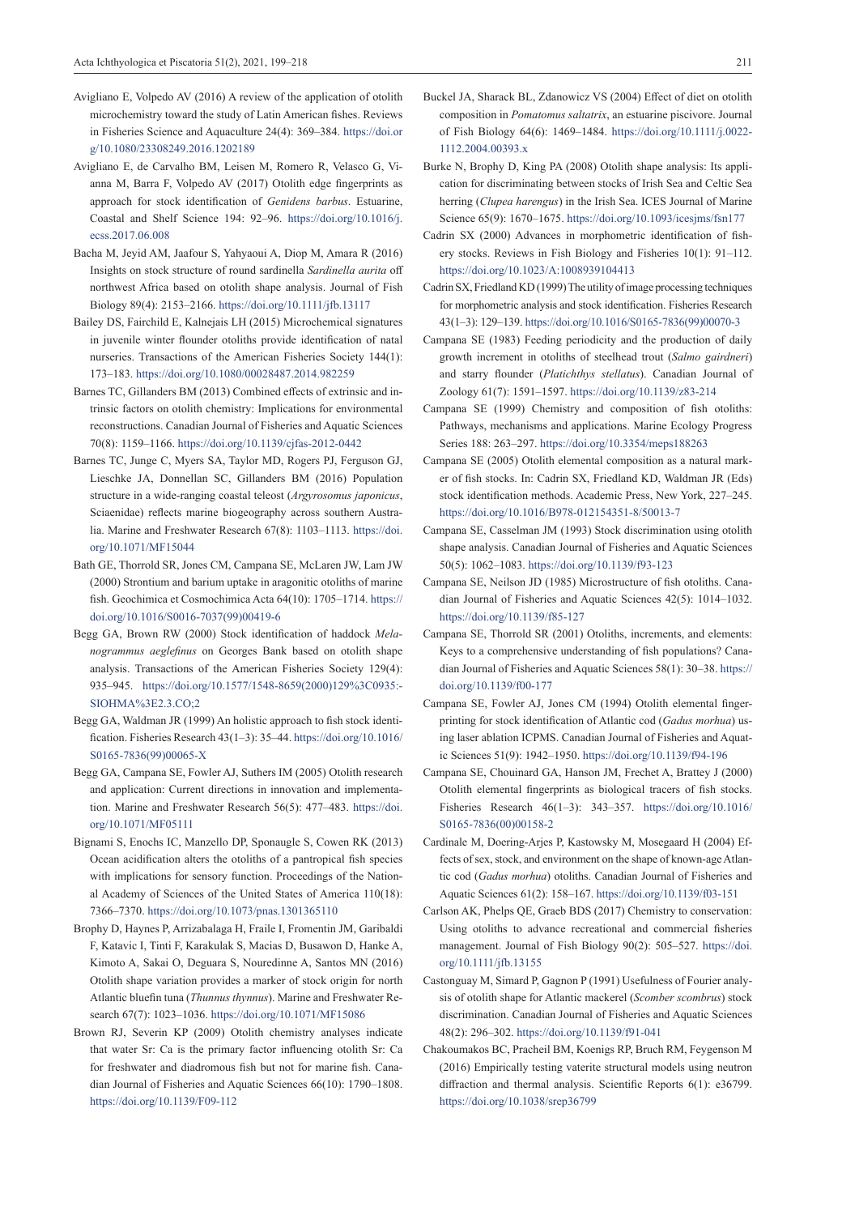Avigliano E, Volpedo AV (2016) A review of the application of otolith microchemistry toward the study of Latin American fishes. Reviews in Fisheries Science and Aquaculture 24(4): 369–384. https://doi.org/10.1080/23308249.2016.1202189

Avigliano E, de Carvalho BM, Leisen M, Romero R, Velasco G, Vianna M, Barra F, Volpedo AV (2017) Otolith edge fingerprints as approach for stock identification of *Genidens barbus*. Estuarine, Coastal and Shelf Science 194: 92–96. https://doi.org/10.1016/j.ecss.2017.06.008

Bacha M, Jeyid AM, Jaafour S, Yahyaoui A, Diop M, Amara R (2016) Insights on stock structure of round sardinella *Sardinella aurita* off northwest Africa based on otolith shape analysis. Journal of Fish Biology 89(4): 2153–2166. https://doi.org/10.1111/jfb.13117

Bailey DS, Fairchild E, Kalnejais LH (2015) Microchemical signatures in juvenile winter flounder otoliths provide identification of natal nurseries. Transactions of the American Fisheries Society 144(1): 173–183. https://doi.org/10.1080/00028487.2014.982259

Barnes TC, Gillanders BM (2013) Combined effects of extrinsic and intrinsic factors on otolith chemistry: Implications for environmental reconstructions. Canadian Journal of Fisheries and Aquatic Sciences 70(8): 1159–1166. https://doi.org/10.1139/cjfas-2012-0442

Barnes TC, Junge C, Myers SA, Taylor MD, Rogers PJ, Ferguson GJ, Lieschke JA, Donnellan SC, Gillanders BM (2016) Population structure in a wide-ranging coastal teleost (*Argyrosomus japonicus*, Sciaenidae) reflects marine biogeography across southern Australia. Marine and Freshwater Research 67(8): 1103–1113. https://doi.org/10.1071/MF15044

Bath GE, Thorrold SR, Jones CM, Campana SE, McLaren JW, Lam JW (2000) Strontium and barium uptake in aragonitic otoliths of marine fish. Geochimica et Cosmochimica Acta 64(10): 1705–1714. https://doi.org/10.1016/S0016-7037(99)00419-6

Begg GA, Brown RW (2000) Stock identification of haddock *Melanogrammus aeglefinus* on Georges Bank based on otolith shape analysis. Transactions of the American Fisheries Society 129(4): 935–945. https://doi.org/10.1577/1548-8659(2000)129%3C0935:SIOHMA%3E2.3.CO;2

Begg GA, Waldman JR (1999) An holistic approach to fish stock identification. Fisheries Research 43(1–3): 35–44. https://doi.org/10.1016/S0165-7836(99)00065-X

Begg GA, Campana SE, Fowler AJ, Suthers IM (2005) Otolith research and application: Current directions in innovation and implementation. Marine and Freshwater Research 56(5): 477–483. https://doi.org/10.1071/MF05111

Bignami S, Enochs IC, Manzello DP, Sponaugle S, Cowen RK (2013) Ocean acidification alters the otoliths of a pantropical fish species with implications for sensory function. Proceedings of the National Academy of Sciences of the United States of America 110(18): 7366–7370. https://doi.org/10.1073/pnas.1301365110

Brophy D, Haynes P, Arrizabalaga H, Fraile I, Fromentin JM, Garibaldi F, Katavic I, Tinti F, Karakulak S, Macias D, Busawon D, Hanke A, Kimoto A, Sakai O, Deguara S, Nouredinne A, Santos MN (2016) Otolith shape variation provides a marker of stock origin for north Atlantic bluefin tuna (*Thunnus thynnus*). Marine and Freshwater Research 67(7): 1023–1036. https://doi.org/10.1071/MF15086

Brown RJ, Severin KP (2009) Otolith chemistry analyses indicate that water Sr: Ca is the primary factor influencing otolith Sr: Ca for freshwater and diadromous fish but not for marine fish. Canadian Journal of Fisheries and Aquatic Sciences 66(10): 1790–1808. https://doi.org/10.1139/F09-112

Buckel JA, Sharack BL, Zdanowicz VS (2004) Effect of diet on otolith composition in *Pomatomus saltatrix*, an estuarine piscivore. Journal of Fish Biology 64(6): 1469–1484. https://doi.org/10.1111/j.0022-1112.2004.00393.x

Burke N, Brophy D, King PA (2008) Otolith shape analysis: Its application for discriminating between stocks of Irish Sea and Celtic Sea herring (*Clupea harengus*) in the Irish Sea. ICES Journal of Marine Science 65(9): 1670–1675. https://doi.org/10.1093/icesjms/fsn177

Cadrin SX (2000) Advances in morphometric identification of fishery stocks. Reviews in Fish Biology and Fisheries 10(1): 91–112. https://doi.org/10.1023/A:1008939104413

Cadrin SX, Friedland KD (1999) The utility of image processing techniques for morphometric analysis and stock identification. Fisheries Research 43(1–3): 129–139. https://doi.org/10.1016/S0165-7836(99)00070-3

Campana SE (1983) Feeding periodicity and the production of daily growth increment in otoliths of steelhead trout (*Salmo gairdneri*) and starry flounder (*Platichthys stellatus*). Canadian Journal of Zoology 61(7): 1591–1597. https://doi.org/10.1139/z83-214

Campana SE (1999) Chemistry and composition of fish otoliths: Pathways, mechanisms and applications. Marine Ecology Progress Series 188: 263–297. https://doi.org/10.3354/meps188263

Campana SE (2005) Otolith elemental composition as a natural marker of fish stocks. In: Cadrin SX, Friedland KD, Waldman JR (Eds) stock identification methods. Academic Press, New York, 227–245. https://doi.org/10.1016/B978-012154351-8/50013-7

Campana SE, Casselman JM (1993) Stock discrimination using otolith shape analysis. Canadian Journal of Fisheries and Aquatic Sciences 50(5): 1062–1083. https://doi.org/10.1139/f93-123

Campana SE, Neilson JD (1985) Microstructure of fish otoliths. Canadian Journal of Fisheries and Aquatic Sciences 42(5): 1014–1032. https://doi.org/10.1139/f85-127

Campana SE, Thorrold SR (2001) Otoliths, increments, and elements: Keys to a comprehensive understanding of fish populations? Canadian Journal of Fisheries and Aquatic Sciences 58(1): 30–38. https://doi.org/10.1139/f00-177

Campana SE, Fowler AJ, Jones CM (1994) Otolith elemental fingerprinting for stock identification of Atlantic cod (*Gadus morhua*) using laser ablation ICPMS. Canadian Journal of Fisheries and Aquatic Sciences 51(9): 1942–1950. https://doi.org/10.1139/f94-196

Campana SE, Chouinard GA, Hanson JM, Frechet A, Brattey J (2000) Otolith elemental fingerprints as biological tracers of fish stocks. Fisheries Research 46(1–3): 343–357. https://doi.org/10.1016/S0165-7836(00)00158-2

Cardinale M, Doering-Arjes P, Kastowsky M, Mosegaard H (2004) Effects of sex, stock, and environment on the shape of known-age Atlantic cod (*Gadus morhua*) otoliths. Canadian Journal of Fisheries and Aquatic Sciences 61(2): 158–167. https://doi.org/10.1139/f03-151

Carlson AK, Phelps QE, Graeb BDS (2017) Chemistry to conservation: Using otoliths to advance recreational and commercial fisheries management. Journal of Fish Biology 90(2): 505–527. https://doi.org/10.1111/jfb.13155

Castonguay M, Simard P, Gagnon P (1991) Usefulness of Fourier analysis of otolith shape for Atlantic mackerel (*Scomber scombrus*) stock discrimination. Canadian Journal of Fisheries and Aquatic Sciences 48(2): 296–302. https://doi.org/10.1139/f91-041

Chakoumakos BC, Pracheil BM, Koenigs RP, Bruch RM, Feygenson M (2016) Empirically testing vaterite structural models using neutron diffraction and thermal analysis. Scientific Reports 6(1): e36799. https://doi.org/10.1038/srep36799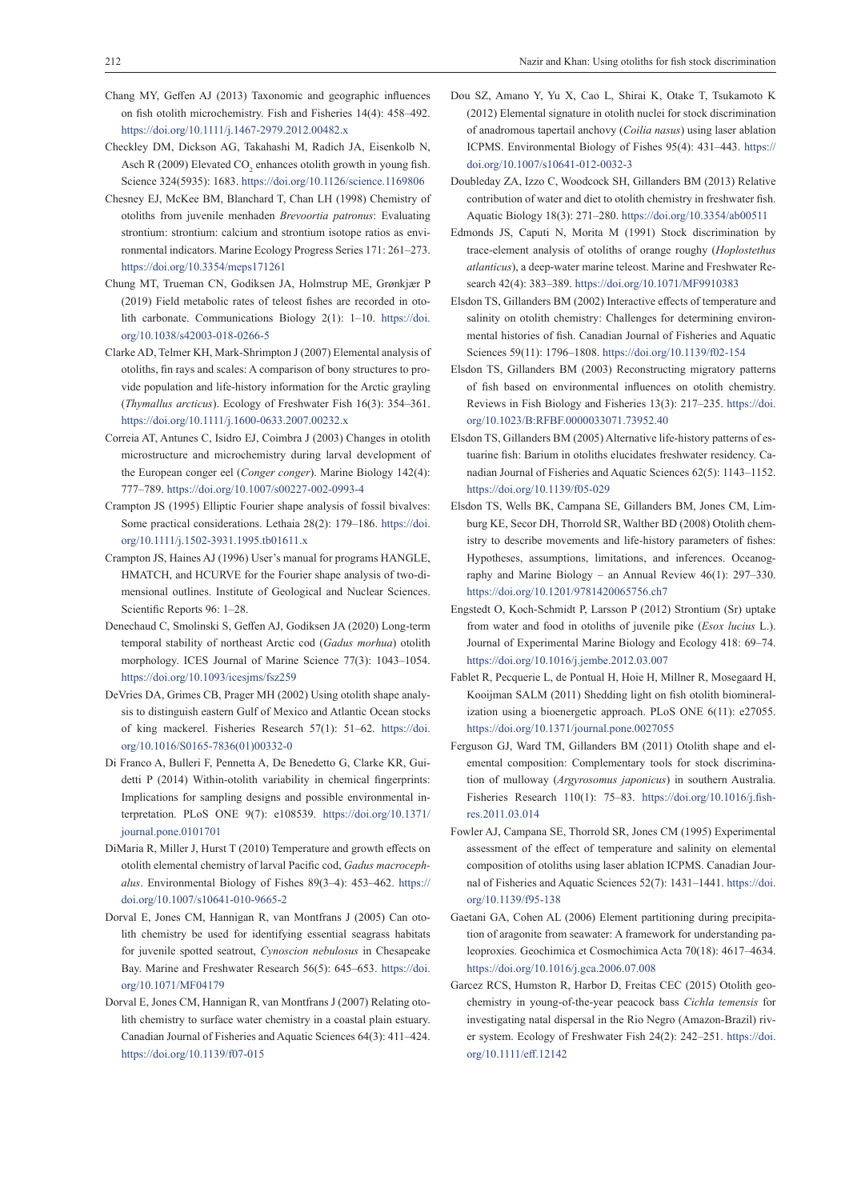Chang MY, Geffen AJ (2013) Taxonomic and geographic influences on fish otolith microchemistry. Fish and Fisheries 14(4): 458–492. https://doi.org/10.1111/j.1467-2979.2012.00482.x

Checkley DM, Dickson AG, Takahashi M, Radich JA, Eisenkolb N, Asch R (2009) Elevated $CO_2$ enhances otolith growth in young fish. Science 324(5935): 1683. https://doi.org/10.1126/science.1169806

Chesney EJ, McKee BM, Blanchard T, Chan LH (1998) Chemistry of otoliths from juvenile menhaden *Brevoortia patronus*: Evaluating strontium: strontium: calcium and strontium isotope ratios as environmental indicators. Marine Ecology Progress Series 171: 261–273. https://doi.org/10.3354/meps171261

Chung MT, Trueman CN, Godiksen JA, Holmstrup ME, Grønkjær P (2019) Field metabolic rates of teleost fishes are recorded in otolith carbonate. Communications Biology 2(1): 1–10. https://doi.org/10.1038/s42003-018-0266-5

Clarke AD, Telmer KH, Mark-Shrimpton J (2007) Elemental analysis of otoliths, fin rays and scales: A comparison of bony structures to provide population and life-history information for the Arctic grayling (*Thymallus arcticus*). Ecology of Freshwater Fish 16(3): 354–361. https://doi.org/10.1111/j.1600-0633.2007.00232.x

Correia AT, Antunes C, Isidro EJ, Coimbra J (2003) Changes in otolith microstructure and microchemistry during larval development of the European conger eel (*Conger conger*). Marine Biology 142(4): 777–789. https://doi.org/10.1007/s00227-002-0993-4

Crampton JS (1995) Elliptic Fourier shape analysis of fossil bivalves: Some practical considerations. Lethaia 28(2): 179–186. https://doi.org/10.1111/j.1502-3931.1995.tb01611.x

Crampton JS, Haines AJ (1996) User's manual for programs HANGLE, HMATCH, and HCURVE for the Fourier shape analysis of two-dimensional outlines. Institute of Geological and Nuclear Sciences. Scientific Reports 96: 1–28.

Denechaud C, Smolinski S, Geffen AJ, Godiksen JA (2020) Long-term temporal stability of northeast Arctic cod (*Gadus morhua*) otolith morphology. ICES Journal of Marine Science 77(3): 1043–1054. https://doi.org/10.1093/icesjms/fsz259

DeVries DA, Grimes CB, Prager MH (2002) Using otolith shape analysis to distinguish eastern Gulf of Mexico and Atlantic Ocean stocks of king mackerel. Fisheries Research 57(1): 51–62. https://doi.org/10.1016/S0165-7836(01)00332-0

Di Franco A, Bulleri F, Pennetta A, De Benedetto G, Clarke KR, Guidetti P (2014) Within-otolith variability in chemical fingerprints: Implications for sampling designs and possible environmental interpretation. PLoS ONE 9(7): e108539. https://doi.org/10.1371/journal.pone.0101701

DiMaria R, Miller J, Hurst T (2010) Temperature and growth effects on otolith elemental chemistry of larval Pacific cod, *Gadus macrocephalus*. Environmental Biology of Fishes 89(3–4): 453–462. https://doi.org/10.1007/s10641-010-9665-2

Dorval E, Jones CM, Hannigan R, van Montfrans J (2005) Can otolith chemistry be used for identifying essential seagrass habitats for juvenile spotted seatrout, *Cynoscion nebulosus* in Chesapeake Bay. Marine and Freshwater Research 56(5): 645–653. https://doi.org/10.1071/MF04179

Dorval E, Jones CM, Hannigan R, van Montfrans J (2007) Relating otolith chemistry to surface water chemistry in a coastal plain estuary. Canadian Journal of Fisheries and Aquatic Sciences 64(3): 411–424. https://doi.org/10.1139/f07-015

Dou SZ, Amano Y, Yu X, Cao L, Shirai K, Otake T, Tsukamoto K (2012) Elemental signature in otolith nuclei for stock discrimination of anadromous tapertail anchovy (*Coilia nasus*) using laser ablation ICPMS. Environmental Biology of Fishes 95(4): 431–443. https://doi.org/10.1007/s10641-012-0032-3

Doubleday ZA, Izzo C, Woodcock SH, Gillanders BM (2013) Relative contribution of water and diet to otolith chemistry in freshwater fish. Aquatic Biology 18(3): 271–280. https://doi.org/10.3354/ab00511

Edmonds JS, Caputi N, Morita M (1991) Stock discrimination by trace-element analysis of otoliths of orange roughy (*Hoplostethus atlanticus*), a deep-water marine teleost. Marine and Freshwater Research 42(4): 383–389. https://doi.org/10.1071/MF9910383

Elsdon TS, Gillanders BM (2002) Interactive effects of temperature and salinity on otolith chemistry: Challenges for determining environmental histories of fish. Canadian Journal of Fisheries and Aquatic Sciences 59(11): 1796–1808. https://doi.org/10.1139/f02-154

Elsdon TS, Gillanders BM (2003) Reconstructing migratory patterns of fish based on environmental influences on otolith chemistry. Reviews in Fish Biology and Fisheries 13(3): 217–235. https://doi.org/10.1023/B:RFBF.0000033071.73952.40

Elsdon TS, Gillanders BM (2005) Alternative life-history patterns of estuarine fish: Barium in otoliths elucidates freshwater residency. Canadian Journal of Fisheries and Aquatic Sciences 62(5): 1143–1152. https://doi.org/10.1139/f05-029

Elsdon TS, Wells BK, Campana SE, Gillanders BM, Jones CM, Limburg KE, Secor DH, Thorrold SR, Walther BD (2008) Otolith chemistry to describe movements and life-history parameters of fishes: Hypotheses, assumptions, limitations, and inferences. Oceanography and Marine Biology – an Annual Review 46(1): 297–330. https://doi.org/10.1201/9781420065756.ch7

Engstedt O, Koch-Schmidt P, Larsson P (2012) Strontium (Sr) uptake from water and food in otoliths of juvenile pike (*Esox lucius* L.). Journal of Experimental Marine Biology and Ecology 418: 69–74. https://doi.org/10.1016/j.jembe.2012.03.007

Fablet R, Pecquerie L, de Pontual H, Hoie H, Millner R, Mosegaard H, Kooijman SALM (2011) Shedding light on fish otolith biomineralization using a bioenergetic approach. PLoS ONE 6(11): e27055. https://doi.org/10.1371/journal.pone.0027055

Ferguson GJ, Ward TM, Gillanders BM (2011) Otolith shape and elemental composition: Complementary tools for stock discrimination of mulloway (*Argyrosomus japonicus*) in southern Australia. Fisheries Research 110(1): 75–83. https://doi.org/10.1016/j.fishres.2011.03.014

Fowler AJ, Campana SE, Thorrold SR, Jones CM (1995) Experimental assessment of the effect of temperature and salinity on elemental composition of otoliths using laser ablation ICPMS. Canadian Journal of Fisheries and Aquatic Sciences 52(7): 1431–1441. https://doi.org/10.1139/f95-138

Gaetani GA, Cohen AL (2006) Element partitioning during precipitation of aragonite from seawater: A framework for understanding paleoproxies. Geochimica et Cosmochimica Acta 70(18): 4617–4634. https://doi.org/10.1016/j.gca.2006.07.008

Garcez RCS, Humston R, Harbor D, Freitas CEC (2015) Otolith geochemistry in young-of-the-year peacock bass *Cichla temensis* for investigating natal dispersal in the Rio Negro (Amazon-Brazil) river system. Ecology of Freshwater Fish 24(2): 242–251. https://doi.org/10.1111/eff.12142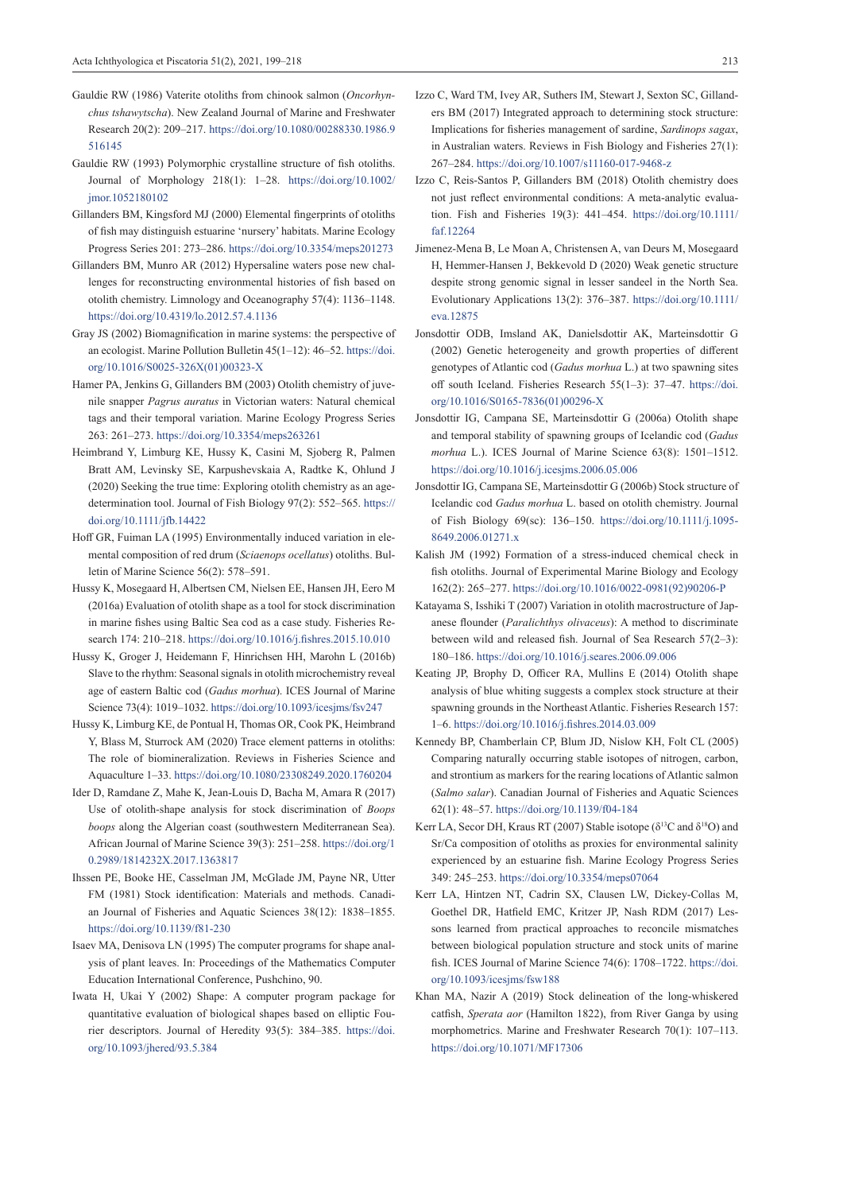Gauldie RW (1986) Vaterite otoliths from chinook salmon (*Oncorhynchus tshawytscha*). New Zealand Journal of Marine and Freshwater Research 20(2): 209–217. https://doi.org/10.1080/00288330.1986.9516145

Gauldie RW (1993) Polymorphic crystalline structure of fish otoliths. Journal of Morphology 218(1): 1–28. https://doi.org/10.1002/jmor.1052180102

Gillanders BM, Kingsford MJ (2000) Elemental fingerprints of otoliths of fish may distinguish estuarine 'nursery' habitats. Marine Ecology Progress Series 201: 273–286. https://doi.org/10.3354/meps201273

Gillanders BM, Munro AR (2012) Hypersaline waters pose new challenges for reconstructing environmental histories of fish based on otolith chemistry. Limnology and Oceanography 57(4): 1136–1148. https://doi.org/10.4319/lo.2012.57.4.1136

Gray JS (2002) Biomagnification in marine systems: the perspective of an ecologist. Marine Pollution Bulletin 45(1–12): 46–52. https://doi.org/10.1016/S0025-326X(01)00323-X

Hamer PA, Jenkins G, Gillanders BM (2003) Otolith chemistry of juvenile snapper *Pagrus auratus* in Victorian waters: Natural chemical tags and their temporal variation. Marine Ecology Progress Series 263: 261–273. https://doi.org/10.3354/meps263261

Heimbrand Y, Limburg KE, Hussy K, Casini M, Sjoberg R, Palmen Bratt AM, Levinsky SE, Karpushevskaia A, Radtke K, Ohlund J (2020) Seeking the true time: Exploring otolith chemistry as an age-determination tool. Journal of Fish Biology 97(2): 552–565. https://doi.org/10.1111/jfb.14422

Hoff GR, Fuiman LA (1995) Environmentally induced variation in elemental composition of red drum (*Sciaenops ocellatus*) otoliths. Bulletin of Marine Science 56(2): 578–591.

Hussy K, Mosegaard H, Albertsen CM, Nielsen EE, Hansen JH, Eero M (2016a) Evaluation of otolith shape as a tool for stock discrimination in marine fishes using Baltic Sea cod as a case study. Fisheries Research 174: 210–218. https://doi.org/10.1016/j.fishres.2015.10.010

Hussy K, Groger J, Heidemann F, Hinrichsen HH, Marohn L (2016b) Slave to the rhythm: Seasonal signals in otolith microchemistry reveal age of eastern Baltic cod (*Gadus morhua*). ICES Journal of Marine Science 73(4): 1019–1032. https://doi.org/10.1093/icesjms/fsv247

Hussy K, Limburg KE, de Pontual H, Thomas OR, Cook PK, Heimbrand Y, Blass M, Sturrock AM (2020) Trace element patterns in otoliths: The role of biomineralization. Reviews in Fisheries Science and Aquaculture 1–33. https://doi.org/10.1080/23308249.2020.1760204

Ider D, Ramdane Z, Mahe K, Jean-Louis D, Bacha M, Amara R (2017) Use of otolith-shape analysis for stock discrimination of *Boops boops* along the Algerian coast (southwestern Mediterranean Sea). African Journal of Marine Science 39(3): 251–258. https://doi.org/10.2989/1814232X.2017.1363817

Ihssen PE, Booke HE, Casselman JM, McGlade JM, Payne NR, Utter FM (1981) Stock identification: Materials and methods. Canadian Journal of Fisheries and Aquatic Sciences 38(12): 1838–1855. https://doi.org/10.1139/f81-230

Isaev MA, Denisova LN (1995) The computer programs for shape analysis of plant leaves. In: Proceedings of the Mathematics Computer Education International Conference, Pushchino, 90.

Iwata H, Ukai Y (2002) Shape: A computer program package for quantitative evaluation of biological shapes based on elliptic Fourier descriptors. Journal of Heredity 93(5): 384–385. https://doi.org/10.1093/jhered/93.5.384

Izzo C, Ward TM, Ivey AR, Suthers IM, Stewart J, Sexton SC, Gillanders BM (2017) Integrated approach to determining stock structure: Implications for fisheries management of sardine, *Sardinops sagax*, in Australian waters. Reviews in Fish Biology and Fisheries 27(1): 267–284. https://doi.org/10.1007/s11160-017-9468-z

Izzo C, Reis-Santos P, Gillanders BM (2018) Otolith chemistry does not just reflect environmental conditions: A meta-analytic evaluation. Fish and Fisheries 19(3): 441–454. https://doi.org/10.1111/faf.12264

Jimenez-Mena B, Le Moan A, Christensen A, van Deurs M, Mosegaard H, Hemmer-Hansen J, Bekkevold D (2020) Weak genetic structure despite strong genomic signal in lesser sandeel in the North Sea. Evolutionary Applications 13(2): 376–387. https://doi.org/10.1111/eva.12875

Jonsdottir ODB, Imsland AK, Danielsdottir AK, Marteinsdottir G (2002) Genetic heterogeneity and growth properties of different genotypes of Atlantic cod (*Gadus morhua* L.) at two spawning sites off south Iceland. Fisheries Research 55(1–3): 37–47. https://doi.org/10.1016/S0165-7836(01)00296-X

Jonsdottir IG, Campana SE, Marteinsdottir G (2006a) Otolith shape and temporal stability of spawning groups of Icelandic cod (*Gadus morhua* L.). ICES Journal of Marine Science 63(8): 1501–1512. https://doi.org/10.1016/j.icesjms.2006.05.006

Jonsdottir IG, Campana SE, Marteinsdottir G (2006b) Stock structure of Icelandic cod *Gadus morhua* L. based on otolith chemistry. Journal of Fish Biology 69(sc): 136–150. https://doi.org/10.1111/j.1095-8649.2006.01271.x

Kalish JM (1992) Formation of a stress-induced chemical check in fish otoliths. Journal of Experimental Marine Biology and Ecology 162(2): 265–277. https://doi.org/10.1016/0022-0981(92)90206-P

Katayama S, Isshiki T (2007) Variation in otolith macrostructure of Japanese flounder (*Paralichthys olivaceus*): A method to discriminate between wild and released fish. Journal of Sea Research 57(2–3): 180–186. https://doi.org/10.1016/j.seares.2006.09.006

Keating JP, Brophy D, Officer RA, Mullins E (2014) Otolith shape analysis of blue whiting suggests a complex stock structure at their spawning grounds in the Northeast Atlantic. Fisheries Research 157: 1–6. https://doi.org/10.1016/j.fishres.2014.03.009

Kennedy BP, Chamberlain CP, Blum JD, Nislow KH, Folt CL (2005) Comparing naturally occurring stable isotopes of nitrogen, carbon, and strontium as markers for the rearing locations of Atlantic salmon (*Salmo salar*). Canadian Journal of Fisheries and Aquatic Sciences 62(1): 48–57. https://doi.org/10.1139/f04-184

Kerr LA, Secor DH, Kraus RT (2007) Stable isotope ($\delta^{13}$C and $\delta^{18}$O) and Sr/Ca composition of otoliths as proxies for environmental salinity experienced by an estuarine fish. Marine Ecology Progress Series 349: 245–253. https://doi.org/10.3354/meps07064

Kerr LA, Hintzen NT, Cadrin SX, Clausen LW, Dickey-Collas M, Goethel DR, Hatfield EMC, Kritzer JP, Nash RDM (2017) Lessons learned from practical approaches to reconcile mismatches between biological population structure and stock units of marine fish. ICES Journal of Marine Science 74(6): 1708–1722. https://doi.org/10.1093/icesjms/fsw188

Khan MA, Nazir A (2019) Stock delineation of the long-whiskered catfish, *Sperata aor* (Hamilton 1822), from River Ganga by using morphometrics. Marine and Freshwater Research 70(1): 107–113. https://doi.org/10.1071/MF17306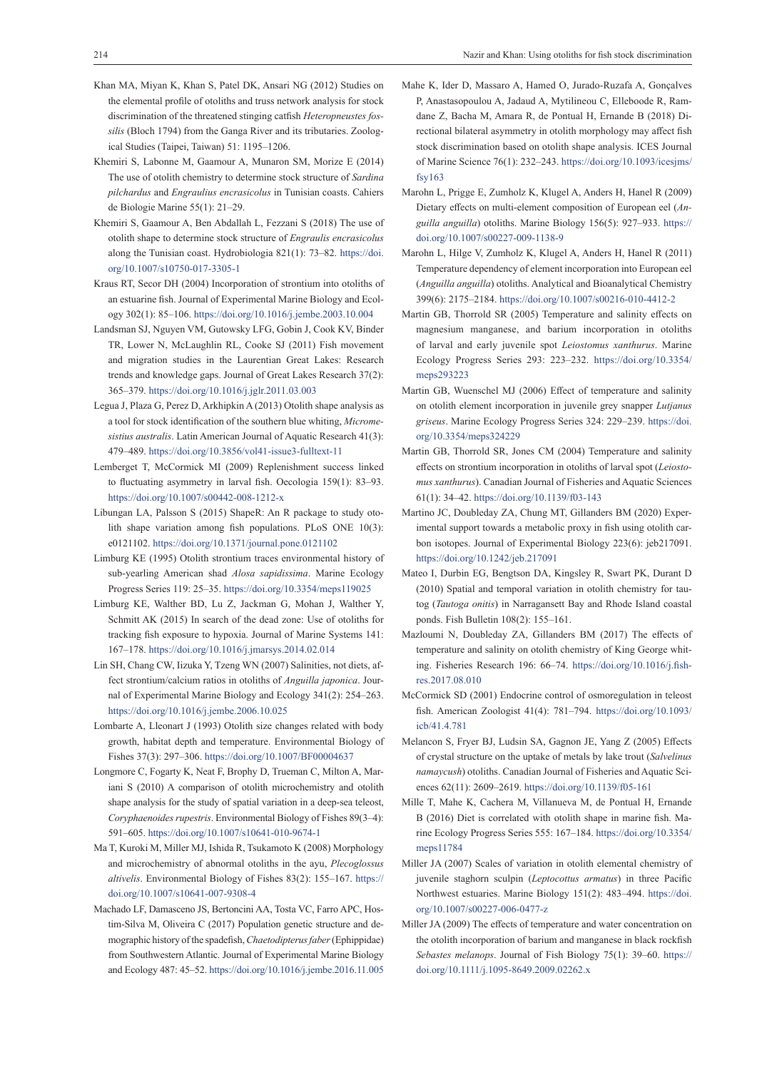Khan MA, Miyan K, Khan S, Patel DK, Ansari NG (2012) Studies on the elemental profile of otoliths and truss network analysis for stock discrimination of the threatened stinging catfish *Heteropneustes fossilis* (Bloch 1794) from the Ganga River and its tributaries. Zoological Studies (Taipei, Taiwan) 51: 1195–1206.

Khemiri S, Labonne M, Gaamour A, Munaron SM, Morize E (2014) The use of otolith chemistry to determine stock structure of *Sardina pilchardus* and *Engraulius encrasicolus* in Tunisian coasts. Cahiers de Biologie Marine 55(1): 21–29.

Khemiri S, Gaamour A, Ben Abdallah L, Fezzani S (2018) The use of otolith shape to determine stock structure of *Engraulis encrasicolus* along the Tunisian coast. Hydrobiologia 821(1): 73–82. https://doi.org/10.1007/s10750-017-3305-1

Kraus RT, Secor DH (2004) Incorporation of strontium into otoliths of an estuarine fish. Journal of Experimental Marine Biology and Ecology 302(1): 85–106. https://doi.org/10.1016/j.jembe.2003.10.004

Landsman SJ, Nguyen VM, Gutowsky LFG, Gobin J, Cook KV, Binder TR, Lower N, McLaughlin RL, Cooke SJ (2011) Fish movement and migration studies in the Laurentian Great Lakes: Research trends and knowledge gaps. Journal of Great Lakes Research 37(2): 365–379. https://doi.org/10.1016/j.jglr.2011.03.003

Legua J, Plaza G, Perez D, Arkhipkin A (2013) Otolith shape analysis as a tool for stock identification of the southern blue whiting, *Micromesistius australis*. Latin American Journal of Aquatic Research 41(3): 479–489. https://doi.org/10.3856/vol41-issue3-fulltext-11

Lemberget T, McCormick MI (2009) Replenishment success linked to fluctuating asymmetry in larval fish. Oecologia 159(1): 83–93. https://doi.org/10.1007/s00442-008-1212-x

Libungan LA, Palsson S (2015) ShapeR: An R package to study otolith shape variation among fish populations. PLoS ONE 10(3): e0121102. https://doi.org/10.1371/journal.pone.0121102

Limburg KE (1995) Otolith strontium traces environmental history of sub-yearling American shad *Alosa sapidissima*. Marine Ecology Progress Series 119: 25–35. https://doi.org/10.3354/meps119025

Limburg KE, Walther BD, Lu Z, Jackman G, Mohan J, Walther Y, Schmitt AK (2015) In search of the dead zone: Use of otoliths for tracking fish exposure to hypoxia. Journal of Marine Systems 141: 167–178. https://doi.org/10.1016/j.jmarsys.2014.02.014

Lin SH, Chang CW, Iizuka Y, Tzeng WN (2007) Salinities, not diets, affect strontium/calcium ratios in otoliths of *Anguilla japonica*. Journal of Experimental Marine Biology and Ecology 341(2): 254–263. https://doi.org/10.1016/j.jembe.2006.10.025

Lombarte A, Lleonart J (1993) Otolith size changes related with body growth, habitat depth and temperature. Environmental Biology of Fishes 37(3): 297–306. https://doi.org/10.1007/BF00004637

Longmore C, Fogarty K, Neat F, Brophy D, Trueman C, Milton A, Mariani S (2010) A comparison of otolith microchemistry and otolith shape analysis for the study of spatial variation in a deep-sea teleost, *Coryphaenoides rupestris*. Environmental Biology of Fishes 89(3–4): 591–605. https://doi.org/10.1007/s10641-010-9674-1

Ma T, Kuroki M, Miller MJ, Ishida R, Tsukamoto K (2008) Morphology and microchemistry of abnormal otoliths in the ayu, *Plecoglossus altivelis*. Environmental Biology of Fishes 83(2): 155–167. https://doi.org/10.1007/s10641-007-9308-4

Machado LF, Damasceno JS, Bertoncini AA, Tosta VC, Farro APC, Hostim-Silva M, Oliveira C (2017) Population genetic structure and demographic history of the spadefish, *Chaetodipterus faber* (Ephippidae) from Southwestern Atlantic. Journal of Experimental Marine Biology and Ecology 487: 45–52. https://doi.org/10.1016/j.jembe.2016.11.005

Mahe K, Ider D, Massaro A, Hamed O, Jurado-Ruzafa A, Gonçalves P, Anastasopoulou A, Jadaud A, Mytilineou C, Elleboode R, Ramdane Z, Bacha M, Amara R, de Pontual H, Ernande B (2018) Directional bilateral asymmetry in otolith morphology may affect fish stock discrimination based on otolith shape analysis. ICES Journal of Marine Science 76(1): 232–243. https://doi.org/10.1093/icesjms/fsy163

Marohn L, Prigge E, Zumholz K, Klugel A, Anders H, Hanel R (2009) Dietary effects on multi-element composition of European eel (*Anguilla anguilla*) otoliths. Marine Biology 156(5): 927–933. https://doi.org/10.1007/s00227-009-1138-9

Marohn L, Hilge V, Zumholz K, Klugel A, Anders H, Hanel R (2011) Temperature dependency of element incorporation into European eel (*Anguilla anguilla*) otoliths. Analytical and Bioanalytical Chemistry 399(6): 2175–2184. https://doi.org/10.1007/s00216-010-4412-2

Martin GB, Thorrold SR (2005) Temperature and salinity effects on magnesium manganese, and barium incorporation in otoliths of larval and early juvenile spot *Leiostomus xanthurus*. Marine Ecology Progress Series 293: 223–232. https://doi.org/10.3354/meps293223

Martin GB, Wuenschel MJ (2006) Effect of temperature and salinity on otolith element incorporation in juvenile grey snapper *Lutjanus griseus*. Marine Ecology Progress Series 324: 229–239. https://doi.org/10.3354/meps324229

Martin GB, Thorrold SR, Jones CM (2004) Temperature and salinity effects on strontium incorporation in otoliths of larval spot (*Leiostomus xanthurus*). Canadian Journal of Fisheries and Aquatic Sciences 61(1): 34–42. https://doi.org/10.1139/f03-143

Martino JC, Doubleday ZA, Chung MT, Gillanders BM (2020) Experimental support towards a metabolic proxy in fish using otolith carbon isotopes. Journal of Experimental Biology 223(6): jeb217091. https://doi.org/10.1242/jeb.217091

Mateo I, Durbin EG, Bengtson DA, Kingsley R, Swart PK, Durant D (2010) Spatial and temporal variation in otolith chemistry for tautog (*Tautoga onitis*) in Narragansett Bay and Rhode Island coastal ponds. Fish Bulletin 108(2): 155–161.

Mazloumi N, Doubleday ZA, Gillanders BM (2017) The effects of temperature and salinity on otolith chemistry of King George whiting. Fisheries Research 196: 66–74. https://doi.org/10.1016/j.fishres.2017.08.010

McCormick SD (2001) Endocrine control of osmoregulation in teleost fish. American Zoologist 41(4): 781–794. https://doi.org/10.1093/icb/41.4.781

Melancon S, Fryer BJ, Ludsin SA, Gagnon JE, Yang Z (2005) Effects of crystal structure on the uptake of metals by lake trout (*Salvelinus namaycush*) otoliths. Canadian Journal of Fisheries and Aquatic Sciences 62(11): 2609–2619. https://doi.org/10.1139/f05-161

Mille T, Mahe K, Cachera M, Villanueva M, de Pontual H, Ernande B (2016) Diet is correlated with otolith shape in marine fish. Marine Ecology Progress Series 555: 167–184. https://doi.org/10.3354/meps11784

Miller JA (2007) Scales of variation in otolith elemental chemistry of juvenile staghorn sculpin (*Leptocottus armatus*) in three Pacific Northwest estuaries. Marine Biology 151(2): 483–494. https://doi.org/10.1007/s00227-006-0477-z

Miller JA (2009) The effects of temperature and water concentration on the otolith incorporation of barium and manganese in black rockfish *Sebastes melanops*. Journal of Fish Biology 75(1): 39–60. https://doi.org/10.1111/j.1095-8649.2009.02262.x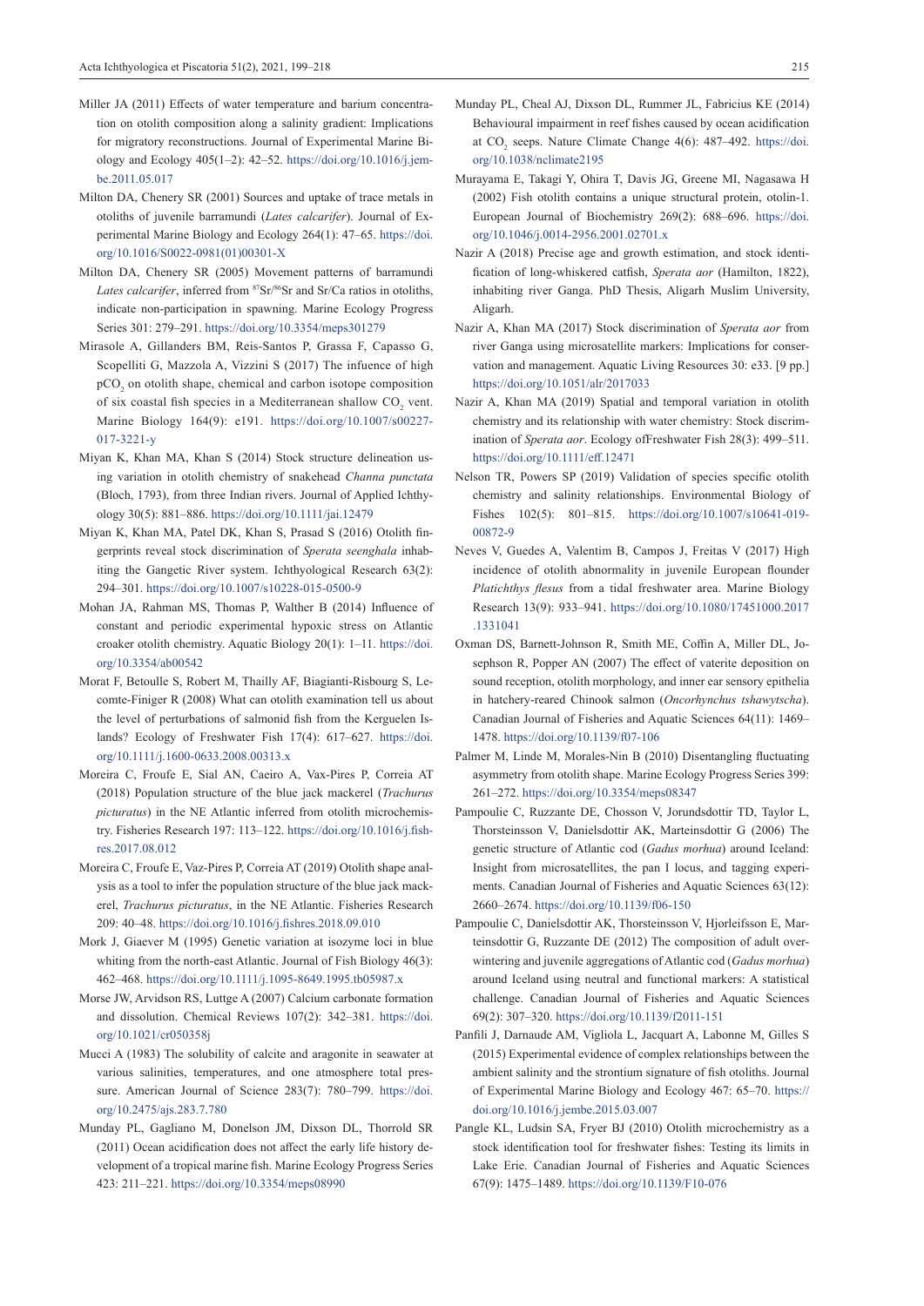Miller JA (2011) Effects of water temperature and barium concentration on otolith composition along a salinity gradient: Implications for migratory reconstructions. Journal of Experimental Marine Biology and Ecology 405(1–2): 42–52. https://doi.org/10.1016/j.jembe.2011.05.017

Milton DA, Chenery SR (2001) Sources and uptake of trace metals in otoliths of juvenile barramundi (*Lates calcarifer*). Journal of Experimental Marine Biology and Ecology 264(1): 47–65. https://doi.org/10.1016/S0022-0981(01)00301-X

Milton DA, Chenery SR (2005) Movement patterns of barramundi *Lates calcarifer*, inferred from $^{87}Sr/^{86}Sr$ and Sr/Ca ratios in otoliths, indicate non-participation in spawning. Marine Ecology Progress Series 301: 279–291. https://doi.org/10.3354/meps301279

Mirasole A, Gillanders BM, Reis-Santos P, Grassa F, Capasso G, Scopelliti G, Mazzola A, Vizzini S (2017) The infuence of high $pCO_2$ on otolith shape, chemical and carbon isotope composition of six coastal fish species in a Mediterranean shallow $CO_2$ vent. Marine Biology 164(9): e191. https://doi.org/10.1007/s00227-017-3221-y

Miyan K, Khan MA, Khan S (2014) Stock structure delineation using variation in otolith chemistry of snakehead *Channa punctata* (Bloch, 1793), from three Indian rivers. Journal of Applied Ichthyology 30(5): 881–886. https://doi.org/10.1111/jai.12479

Miyan K, Khan MA, Patel DK, Khan S, Prasad S (2016) Otolith fingerprints reveal stock discrimination of *Sperata seenghala* inhabiting the Gangetic River system. Ichthyological Research 63(2): 294–301. https://doi.org/10.1007/s10228-015-0500-9

Mohan JA, Rahman MS, Thomas P, Walther B (2014) Influence of constant and periodic experimental hypoxic stress on Atlantic croaker otolith chemistry. Aquatic Biology 20(1): 1–11. https://doi.org/10.3354/ab00542

Morat F, Betoulle S, Robert M, Thailly AF, Biagianti-Risbourg S, Lecomte-Finiger R (2008) What can otolith examination tell us about the level of perturbations of salmonid fish from the Kerguelen Islands? Ecology of Freshwater Fish 17(4): 617–627. https://doi.org/10.1111/j.1600-0633.2008.00313.x

Moreira C, Froufe E, Sial AN, Caeiro A, Vax-Pires P, Correia AT (2018) Population structure of the blue jack mackerel (*Trachurus picturatus*) in the NE Atlantic inferred from otolith microchemistry. Fisheries Research 197: 113–122. https://doi.org/10.1016/j.fishres.2017.08.012

Moreira C, Froufe E, Vaz-Pires P, Correia AT (2019) Otolith shape analysis as a tool to infer the population structure of the blue jack mackerel, *Trachurus picturatus*, in the NE Atlantic. Fisheries Research 209: 40–48. https://doi.org/10.1016/j.fishres.2018.09.010

Mork J, Giaever M (1995) Genetic variation at isozyme loci in blue whiting from the north-east Atlantic. Journal of Fish Biology 46(3): 462–468. https://doi.org/10.1111/j.1095-8649.1995.tb05987.x

Morse JW, Arvidson RS, Luttge A (2007) Calcium carbonate formation and dissolution. Chemical Reviews 107(2): 342–381. https://doi.org/10.1021/cr050358j

Mucci A (1983) The solubility of calcite and aragonite in seawater at various salinities, temperatures, and one atmosphere total pressure. American Journal of Science 283(7): 780–799. https://doi.org/10.2475/ajs.283.7.780

Munday PL, Gagliano M, Donelson JM, Dixson DL, Thorrold SR (2011) Ocean acidification does not affect the early life history development of a tropical marine fish. Marine Ecology Progress Series 423: 211–221. https://doi.org/10.3354/meps08990

Munday PL, Cheal AJ, Dixson DL, Rummer JL, Fabricius KE (2014) Behavioural impairment in reef fishes caused by ocean acidification at $CO_2$ seeps. Nature Climate Change 4(6): 487–492. https://doi.org/10.1038/nclimate2195

Murayama E, Takagi Y, Ohira T, Davis JG, Greene MI, Nagasawa H (2002) Fish otolith contains a unique structural protein, otolin-1. European Journal of Biochemistry 269(2): 688–696. https://doi.org/10.1046/j.0014-2956.2001.02701.x

Nazir A (2018) Precise age and growth estimation, and stock identification of long-whiskered catfish, *Sperata aor* (Hamilton, 1822), inhabiting river Ganga. PhD Thesis, Aligarh Muslim University, Aligarh.

Nazir A, Khan MA (2017) Stock discrimination of *Sperata aor* from river Ganga using microsatellite markers: Implications for conservation and management. Aquatic Living Resources 30: e33. [9 pp.] https://doi.org/10.1051/alr/2017033

Nazir A, Khan MA (2019) Spatial and temporal variation in otolith chemistry and its relationship with water chemistry: Stock discrimination of *Sperata aor*. Ecology ofFreshwater Fish 28(3): 499–511. https://doi.org/10.1111/eff.12471

Nelson TR, Powers SP (2019) Validation of species specific otolith chemistry and salinity relationships. Environmental Biology of Fishes 102(5): 801–815. https://doi.org/10.1007/s10641-019-00872-9

Neves V, Guedes A, Valentim B, Campos J, Freitas V (2017) High incidence of otolith abnormality in juvenile European flounder *Platichthys flesus* from a tidal freshwater area. Marine Biology Research 13(9): 933–941. https://doi.org/10.1080/17451000.2017.1331041

Oxman DS, Barnett-Johnson R, Smith ME, Coffin A, Miller DL, Josephson R, Popper AN (2007) The effect of vaterite deposition on sound reception, otolith morphology, and inner ear sensory epithelia in hatchery-reared Chinook salmon (*Oncorhynchus tshawytscha*). Canadian Journal of Fisheries and Aquatic Sciences 64(11): 1469–1478. https://doi.org/10.1139/f07-106

Palmer M, Linde M, Morales-Nin B (2010) Disentangling fluctuating asymmetry from otolith shape. Marine Ecology Progress Series 399: 261–272. https://doi.org/10.3354/meps08347

Pampoulie C, Ruzzante DE, Chosson V, Jorundsdottir TD, Taylor L, Thorsteinsson V, Danielsdottir AK, Marteinsdottir G (2006) The genetic structure of Atlantic cod (*Gadus morhua*) around Iceland: Insight from microsatellites, the pan I locus, and tagging experiments. Canadian Journal of Fisheries and Aquatic Sciences 63(12): 2660–2674. https://doi.org/10.1139/f06-150

Pampoulie C, Danielsdottir AK, Thorsteinsson V, Hjorleifsson E, Marteinsdottir G, Ruzzante DE (2012) The composition of adult overwintering and juvenile aggregations of Atlantic cod (*Gadus morhua*) around Iceland using neutral and functional markers: A statistical challenge. Canadian Journal of Fisheries and Aquatic Sciences 69(2): 307–320. https://doi.org/10.1139/f2011-151

Panfili J, Darnaude AM, Vigliola L, Jacquart A, Labonne M, Gilles S (2015) Experimental evidence of complex relationships between the ambient salinity and the strontium signature of fish otoliths. Journal of Experimental Marine Biology and Ecology 467: 65–70. https://doi.org/10.1016/j.jembe.2015.03.007

Pangle KL, Ludsin SA, Fryer BJ (2010) Otolith microchemistry as a stock identification tool for freshwater fishes: Testing its limits in Lake Erie. Canadian Journal of Fisheries and Aquatic Sciences 67(9): 1475–1489. https://doi.org/10.1139/F10-076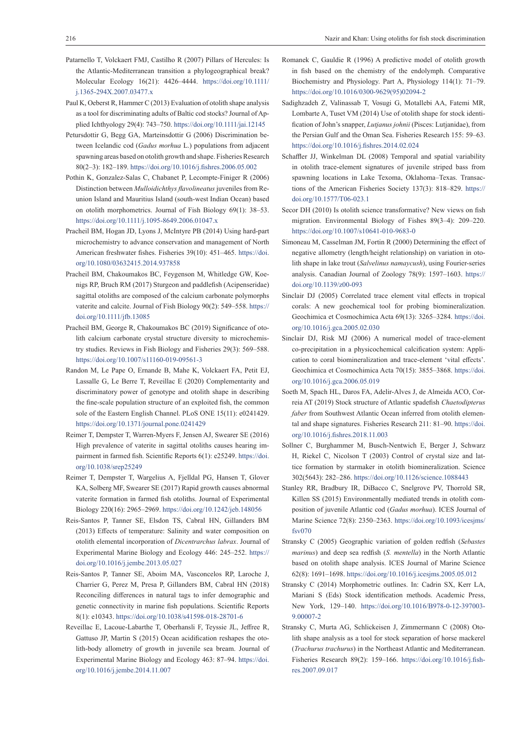Patarnello T, Volckaert FMJ, Castilho R (2007) Pillars of Hercules: Is the Atlantic-Mediterranean transition a phylogeographical break? Molecular Ecology 16(21): 4426–4444. https://doi.org/10.1111/j.1365-294X.2007.03477.x

Paul K, Oeberst R, Hammer C (2013) Evaluation of otolith shape analysis as a tool for discriminating adults of Baltic cod stocks? Journal of Applied Ichthyology 29(4): 743–750. https://doi.org/10.1111/jai.12145

Petursdottir G, Begg GA, Marteinsdottir G (2006) Discrimination between Icelandic cod (*Gadus morhua* L.) populations from adjacent spawning areas based on otolith growth and shape. Fisheries Research 80(2–3): 182–189. https://doi.org/10.1016/j.fishres.2006.05.002

Pothin K, Gonzalez-Salas C, Chabanet P, Lecompte-Finiger R (2006) Distinction between *Mulloidichthys flavolineatus* juveniles from Reunion Island and Mauritius Island (south-west Indian Ocean) based on otolith morphometrics. Journal of Fish Biology 69(1): 38–53. https://doi.org/10.1111/j.1095-8649.2006.01047.x

Pracheil BM, Hogan JD, Lyons J, McIntyre PB (2014) Using hard-part microchemistry to advance conservation and management of North American freshwater fishes. Fisheries 39(10): 451–465. https://doi.org/10.1080/03632415.2014.937858

Pracheil BM, Chakoumakos BC, Feygenson M, Whitledge GW, Koenigs RP, Bruch RM (2017) Sturgeon and paddlefish (Acipenseridae) sagittal otoliths are composed of the calcium carbonate polymorphs vaterite and calcite. Journal of Fish Biology 90(2): 549–558. https://doi.org/10.1111/jfb.13085

Pracheil BM, George R, Chakoumakos BC (2019) Significance of otolith calcium carbonate crystal structure diversity to microchemistry studies. Reviews in Fish Biology and Fisheries 29(3): 569–588. https://doi.org/10.1007/s11160-019-09561-3

Randon M, Le Pape O, Ernande B, Mahe K, Volckaert FA, Petit EJ, Lassalle G, Le Berre T, Reveillac E (2020) Complementarity and discriminatory power of genotype and otolith shape in describing the fine-scale population structure of an exploited fish, the common sole of the Eastern English Channel. PLoS ONE 15(11): e0241429. https://doi.org/10.1371/journal.pone.0241429

Reimer T, Dempster T, Warren-Myers F, Jensen AJ, Swearer SE (2016) High prevalence of vaterite in sagittal otoliths causes hearing impairment in farmed fish. Scientific Reports 6(1): e25249. https://doi.org/10.1038/srep25249

Reimer T, Dempster T, Wargelius A, Fjelldal PG, Hansen T, Glover KA, Solberg MF, Swearer SE (2017) Rapid growth causes abnormal vaterite formation in farmed fish otoliths. Journal of Experimental Biology 220(16): 2965–2969. https://doi.org/10.1242/jeb.148056

Reis-Santos P, Tanner SE, Elsdon TS, Cabral HN, Gillanders BM (2013) Effects of temperature: Salinity and water composition on otolith elemental incorporation of *Dicentrarchus labrax*. Journal of Experimental Marine Biology and Ecology 446: 245–252. https://doi.org/10.1016/j.jembe.2013.05.027

Reis-Santos P, Tanner SE, Aboim MA, Vasconcelos RP, Laroche J, Charrier G, Perez M, Presa P, Gillanders BM, Cabral HN (2018) Reconciling differences in natural tags to infer demographic and genetic connectivity in marine fish populations. Scientific Reports 8(1): e10343. https://doi.org/10.1038/s41598-018-28701-6

Reveillac E, Lacoue-Labarthe T, Oberhansli F, Teyssie JL, Jeffree R, Gattuso JP, Martin S (2015) Ocean acidification reshapes the otolith-body allometry of growth in juvenile sea bream. Journal of Experimental Marine Biology and Ecology 463: 87–94. https://doi.org/10.1016/j.jembe.2014.11.007

Romanek C, Gauldie R (1996) A predictive model of otolith growth in fish based on the chemistry of the endolymph. Comparative Biochemistry and Physiology. Part A, Physiology 114(1): 71–79. https://doi.org/10.1016/0300-9629(95)02094-2

Sadighzadeh Z, Valinassab T, Vosugi G, Motallebi AA, Fatemi MR, Lombarte A, Tuset VM (2014) Use of otolith shape for stock identification of John's snapper, *Lutjanus johnii* (Pisces: Lutjanidae), from the Persian Gulf and the Oman Sea. Fisheries Research 155: 59–63. https://doi.org/10.1016/j.fishres.2014.02.024

Schaffler JJ, Winkelman DL (2008) Temporal and spatial variability in otolith trace-element signatures of juvenile striped bass from spawning locations in Lake Texoma, Oklahoma–Texas. Transactions of the American Fisheries Society 137(3): 818–829. https://doi.org/10.1577/T06-023.1

Secor DH (2010) Is otolith science transformative? New views on fish migration. Environmental Biology of Fishes 89(3–4): 209–220. https://doi.org/10.1007/s10641-010-9683-0

Simoneau M, Casselman JM, Fortin R (2000) Determining the effect of negative allometry (length/height relationship) on variation in otolith shape in lake trout (*Salvelinus namaycush*), using Fourier-series analysis. Canadian Journal of Zoology 78(9): 1597–1603. https://doi.org/10.1139/z00-093

Sinclair DJ (2005) Correlated trace element vital effects in tropical corals: A new geochemical tool for probing biomineralization. Geochimica et Cosmochimica Acta 69(13): 3265–3284. https://doi.org/10.1016/j.gca.2005.02.030

Sinclair DJ, Risk MJ (2006) A numerical model of trace-element co-precipitation in a physicochemical calcification system: Application to coral biomineralization and trace-element 'vital effects'. Geochimica et Cosmochimica Acta 70(15): 3855–3868. https://doi.org/10.1016/j.gca.2006.05.019

Soeth M, Spach HL, Daros FA, Adelir-Alves J, de Almeida ACO, Correia AT (2019) Stock structure of Atlantic spadefish *Chaetodipterus faber* from Southwest Atlantic Ocean inferred from otolith elemental and shape signatures. Fisheries Research 211: 81–90. https://doi.org/10.1016/j.fishres.2018.11.003

Sollner C, Burghammer M, Busch-Nentwich E, Berger J, Schwarz H, Riekel C, Nicolson T (2003) Control of crystal size and lattice formation by starmaker in otolith biomineralization. Science 302(5643): 282–286. https://doi.org/10.1126/science.1088443

Stanley RR, Bradbury IR, DiBacco C, Snelgrove PV, Thorrold SR, Killen SS (2015) Environmentally mediated trends in otolith composition of juvenile Atlantic cod (*Gadus morhua*). ICES Journal of Marine Science 72(8): 2350–2363. https://doi.org/10.1093/icesjms/fsv070

Stransky C (2005) Geographic variation of golden redfish (*Sebastes marinus*) and deep sea redfish (*S. mentella*) in the North Atlantic based on otolith shape analysis. ICES Journal of Marine Science 62(8): 1691–1698. https://doi.org/10.1016/j.icesjms.2005.05.012

Stransky C (2014) Morphometric outlines. In: Cadrin SX, Kerr LA, Mariani S (Eds) Stock identification methods. Academic Press, New York, 129–140. https://doi.org/10.1016/B978-0-12-397003-9.00007-2

Stransky C, Murta AG, Schlickeisen J, Zimmermann C (2008) Otolith shape analysis as a tool for stock separation of horse mackerel (*Trachurus trachurus*) in the Northeast Atlantic and Mediterranean. Fisheries Research 89(2): 159–166. https://doi.org/10.1016/j.fishres.2007.09.017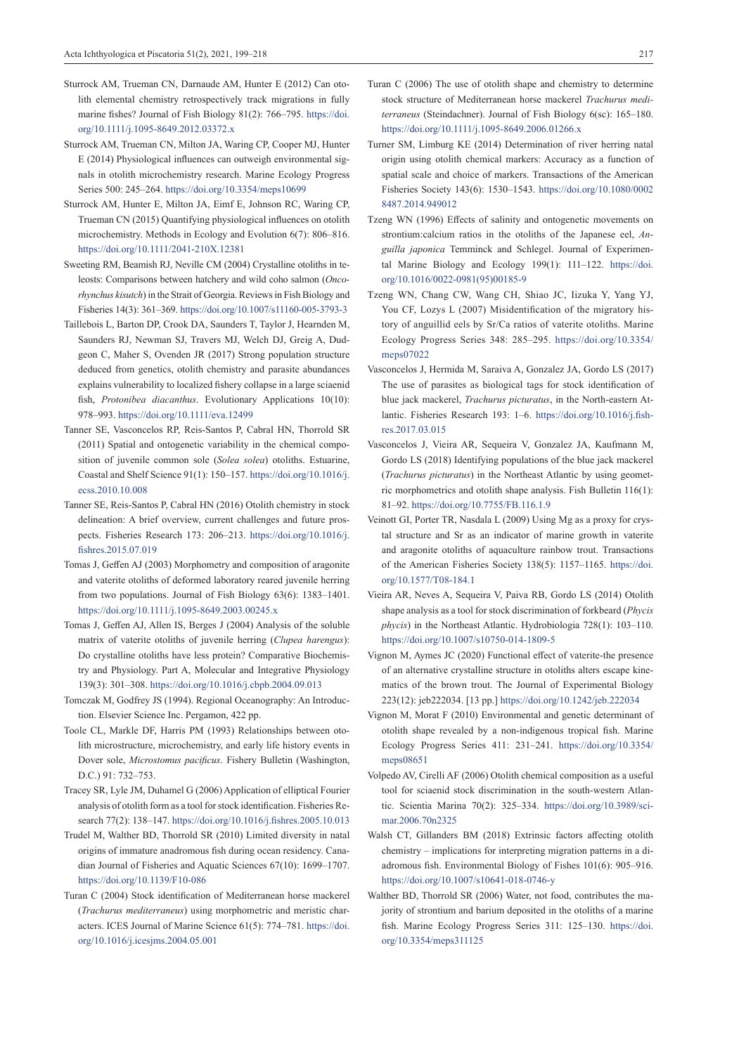Sturrock AM, Trueman CN, Darnaude AM, Hunter E (2012) Can otolith elemental chemistry retrospectively track migrations in fully marine fishes? Journal of Fish Biology 81(2): 766–795. https://doi.org/10.1111/j.1095-8649.2012.03372.x

Sturrock AM, Trueman CN, Milton JA, Waring CP, Cooper MJ, Hunter E (2014) Physiological influences can outweigh environmental signals in otolith microchemistry research. Marine Ecology Progress Series 500: 245–264. https://doi.org/10.3354/meps10699

Sturrock AM, Hunter E, Milton JA, Eimf E, Johnson RC, Waring CP, Trueman CN (2015) Quantifying physiological influences on otolith microchemistry. Methods in Ecology and Evolution 6(7): 806–816. https://doi.org/10.1111/2041-210X.12381

Sweeting RM, Beamish RJ, Neville CM (2004) Crystalline otoliths in teleosts: Comparisons between hatchery and wild coho salmon (*Oncorhynchus kisutch*) in the Strait of Georgia. Reviews in Fish Biology and Fisheries 14(3): 361–369. https://doi.org/10.1007/s11160-005-3793-3

Taillebois L, Barton DP, Crook DA, Saunders T, Taylor J, Hearnden M, Saunders RJ, Newman SJ, Travers MJ, Welch DJ, Greig A, Dudgeon C, Maher S, Ovenden JR (2017) Strong population structure deduced from genetics, otolith chemistry and parasite abundances explains vulnerability to localized fishery collapse in a large sciaenid fish, *Protonibea diacanthus*. Evolutionary Applications 10(10): 978–993. https://doi.org/10.1111/eva.12499

Tanner SE, Vasconcelos RP, Reis-Santos P, Cabral HN, Thorrold SR (2011) Spatial and ontogenetic variability in the chemical composition of juvenile common sole (*Solea solea*) otoliths. Estuarine, Coastal and Shelf Science 91(1): 150–157. https://doi.org/10.1016/j.ecss.2010.10.008

Tanner SE, Reis-Santos P, Cabral HN (2016) Otolith chemistry in stock delineation: A brief overview, current challenges and future prospects. Fisheries Research 173: 206–213. https://doi.org/10.1016/j.fishres.2015.07.019

Tomas J, Geffen AJ (2003) Morphometry and composition of aragonite and vaterite otoliths of deformed laboratory reared juvenile herring from two populations. Journal of Fish Biology 63(6): 1383–1401. https://doi.org/10.1111/j.1095-8649.2003.00245.x

Tomas J, Geffen AJ, Allen IS, Berges J (2004) Analysis of the soluble matrix of vaterite otoliths of juvenile herring (*Clupea harengus*): Do crystalline otoliths have less protein? Comparative Biochemistry and Physiology. Part A, Molecular and Integrative Physiology 139(3): 301–308. https://doi.org/10.1016/j.cbpb.2004.09.013

Tomczak M, Godfrey JS (1994). Regional Oceanography: An Introduction. Elsevier Science Inc. Pergamon, 422 pp.

Toole CL, Markle DF, Harris PM (1993) Relationships between otolith microstructure, microchemistry, and early life history events in Dover sole, *Microstomus pacificus*. Fishery Bulletin (Washington, D.C.) 91: 732–753.

Tracey SR, Lyle JM, Duhamel G (2006) Application of elliptical Fourier analysis of otolith form as a tool for stock identification. Fisheries Research 77(2): 138–147. https://doi.org/10.1016/j.fishres.2005.10.013

Trudel M, Walther BD, Thorrold SR (2010) Limited diversity in natal origins of immature anadromous fish during ocean residency. Canadian Journal of Fisheries and Aquatic Sciences 67(10): 1699–1707. https://doi.org/10.1139/F10-086

Turan C (2004) Stock identification of Mediterranean horse mackerel (*Trachurus mediterraneus*) using morphometric and meristic characters. ICES Journal of Marine Science 61(5): 774–781. https://doi.org/10.1016/j.icesjms.2004.05.001

Turan C (2006) The use of otolith shape and chemistry to determine stock structure of Mediterranean horse mackerel *Trachurus mediterraneus* (Steindachner). Journal of Fish Biology 6(sc): 165–180. https://doi.org/10.1111/j.1095-8649.2006.01266.x

Turner SM, Limburg KE (2014) Determination of river herring natal origin using otolith chemical markers: Accuracy as a function of spatial scale and choice of markers. Transactions of the American Fisheries Society 143(6): 1530–1543. https://doi.org/10.1080/00028487.2014.949012

Tzeng WN (1996) Effects of salinity and ontogenetic movements on strontium:calcium ratios in the otoliths of the Japanese eel, *Anguilla japonica* Temminck and Schlegel. Journal of Experimental Marine Biology and Ecology 199(1): 111–122. https://doi.org/10.1016/0022-0981(95)00185-9

Tzeng WN, Chang CW, Wang CH, Shiao JC, Iizuka Y, Yang YJ, You CF, Lozys L (2007) Misidentification of the migratory history of anguillid eels by Sr/Ca ratios of vaterite otoliths. Marine Ecology Progress Series 348: 285–295. https://doi.org/10.3354/meps07022

Vasconcelos J, Hermida M, Saraiva A, Gonzalez JA, Gordo LS (2017) The use of parasites as biological tags for stock identification of blue jack mackerel, *Trachurus picturatus*, in the North-eastern Atlantic. Fisheries Research 193: 1–6. https://doi.org/10.1016/j.fishres.2017.03.015

Vasconcelos J, Vieira AR, Sequeira V, Gonzalez JA, Kaufmann M, Gordo LS (2018) Identifying populations of the blue jack mackerel (*Trachurus picturatus*) in the Northeast Atlantic by using geometric morphometrics and otolith shape analysis. Fish Bulletin 116(1): 81–92. https://doi.org/10.7755/FB.116.1.9

Veinott GI, Porter TR, Nasdala L (2009) Using Mg as a proxy for crystal structure and Sr as an indicator of marine growth in vaterite and aragonite otoliths of aquaculture rainbow trout. Transactions of the American Fisheries Society 138(5): 1157–1165. https://doi.org/10.1577/T08-184.1

Vieira AR, Neves A, Sequeira V, Paiva RB, Gordo LS (2014) Otolith shape analysis as a tool for stock discrimination of forkbeard (*Phycis phycis*) in the Northeast Atlantic. Hydrobiologia 728(1): 103–110. https://doi.org/10.1007/s10750-014-1809-5

Vignon M, Aymes JC (2020) Functional effect of vaterite-the presence of an alternative crystalline structure in otoliths alters escape kinematics of the brown trout. The Journal of Experimental Biology 223(12): jeb222034. [13 pp.] https://doi.org/10.1242/jeb.222034

Vignon M, Morat F (2010) Environmental and genetic determinant of otolith shape revealed by a non-indigenous tropical fish. Marine Ecology Progress Series 411: 231–241. https://doi.org/10.3354/meps08651

Volpedo AV, Cirelli AF (2006) Otolith chemical composition as a useful tool for sciaenid stock discrimination in the south-western Atlantic. Scientia Marina 70(2): 325–334. https://doi.org/10.3989/scimar.2006.70n2325

Walsh CT, Gillanders BM (2018) Extrinsic factors affecting otolith chemistry – implications for interpreting migration patterns in a diadromous fish. Environmental Biology of Fishes 101(6): 905–916. https://doi.org/10.1007/s10641-018-0746-y

Walther BD, Thorrold SR (2006) Water, not food, contributes the majority of strontium and barium deposited in the otoliths of a marine fish. Marine Ecology Progress Series 311: 125–130. https://doi.org/10.3354/meps311125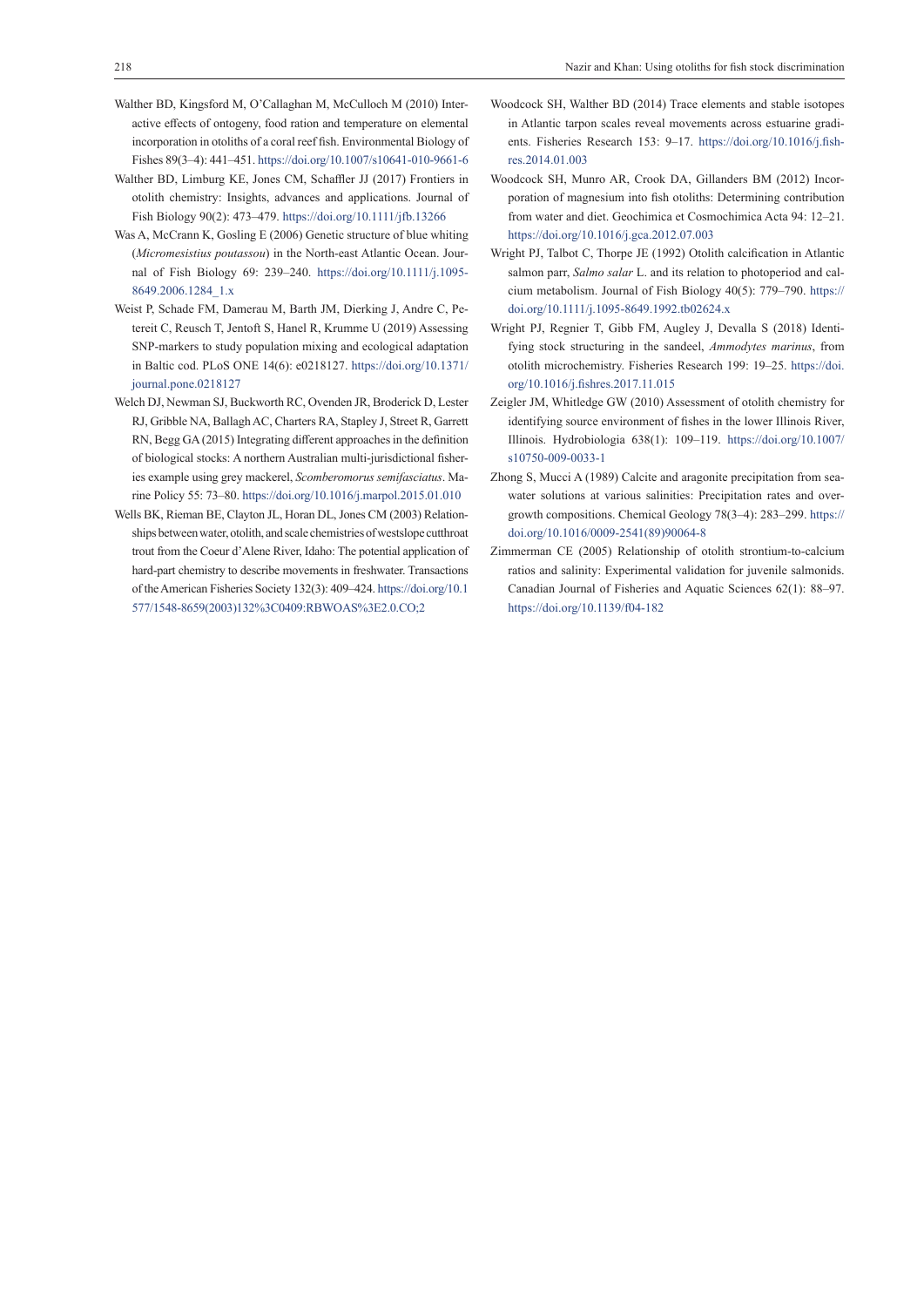Walther BD, Kingsford M, O'Callaghan M, McCulloch M (2010) Interactive effects of ontogeny, food ration and temperature on elemental incorporation in otoliths of a coral reef fish. Environmental Biology of Fishes 89(3–4): 441–451. https://doi.org/10.1007/s10641-010-9661-6

Walther BD, Limburg KE, Jones CM, Schaffler JJ (2017) Frontiers in otolith chemistry: Insights, advances and applications. Journal of Fish Biology 90(2): 473–479. https://doi.org/10.1111/jfb.13266

Was A, McCrann K, Gosling E (2006) Genetic structure of blue whiting (*Micromesistius poutassou*) in the North-east Atlantic Ocean. Journal of Fish Biology 69: 239–240. https://doi.org/10.1111/j.1095-8649.2006.1284_1.x

Weist P, Schade FM, Damerau M, Barth JM, Dierking J, Andre C, Petereit C, Reusch T, Jentoft S, Hanel R, Krumme U (2019) Assessing SNP-markers to study population mixing and ecological adaptation in Baltic cod. PLoS ONE 14(6): e0218127. https://doi.org/10.1371/journal.pone.0218127

Welch DJ, Newman SJ, Buckworth RC, Ovenden JR, Broderick D, Lester RJ, Gribble NA, Ballagh AC, Charters RA, Stapley J, Street R, Garrett RN, Begg GA (2015) Integrating different approaches in the definition of biological stocks: A northern Australian multi-jurisdictional fisheries example using grey mackerel, *Scomberomorus semifasciatus*. Marine Policy 55: 73–80. https://doi.org/10.1016/j.marpol.2015.01.010

Wells BK, Rieman BE, Clayton JL, Horan DL, Jones CM (2003) Relationships between water, otolith, and scale chemistries of westslope cutthroat trout from the Coeur d'Alene River, Idaho: The potential application of hard-part chemistry to describe movements in freshwater. Transactions of the American Fisheries Society 132(3): 409–424. https://doi.org/10.1577/1548-8659(2003)132%3C0409:RBWOAS%3E2.0.CO;2

Woodcock SH, Walther BD (2014) Trace elements and stable isotopes in Atlantic tarpon scales reveal movements across estuarine gradients. Fisheries Research 153: 9–17. https://doi.org/10.1016/j.fishres.2014.01.003

Woodcock SH, Munro AR, Crook DA, Gillanders BM (2012) Incorporation of magnesium into fish otoliths: Determining contribution from water and diet. Geochimica et Cosmochimica Acta 94: 12–21. https://doi.org/10.1016/j.gca.2012.07.003

Wright PJ, Talbot C, Thorpe JE (1992) Otolith calcification in Atlantic salmon parr, *Salmo salar* L. and its relation to photoperiod and calcium metabolism. Journal of Fish Biology 40(5): 779–790. https://doi.org/10.1111/j.1095-8649.1992.tb02624.x

Wright PJ, Regnier T, Gibb FM, Augley J, Devalla S (2018) Identifying stock structuring in the sandeel, *Ammodytes marinus*, from otolith microchemistry. Fisheries Research 199: 19–25. https://doi.org/10.1016/j.fishres.2017.11.015

Zeigler JM, Whitledge GW (2010) Assessment of otolith chemistry for identifying source environment of fishes in the lower Illinois River, Illinois. Hydrobiologia 638(1): 109–119. https://doi.org/10.1007/s10750-009-0033-1

Zhong S, Mucci A (1989) Calcite and aragonite precipitation from seawater solutions at various salinities: Precipitation rates and overgrowth compositions. Chemical Geology 78(3–4): 283–299. https://doi.org/10.1016/0009-2541(89)90064-8

Zimmerman CE (2005) Relationship of otolith strontium-to-calcium ratios and salinity: Experimental validation for juvenile salmonids. Canadian Journal of Fisheries and Aquatic Sciences 62(1): 88–97. https://doi.org/10.1139/f04-182